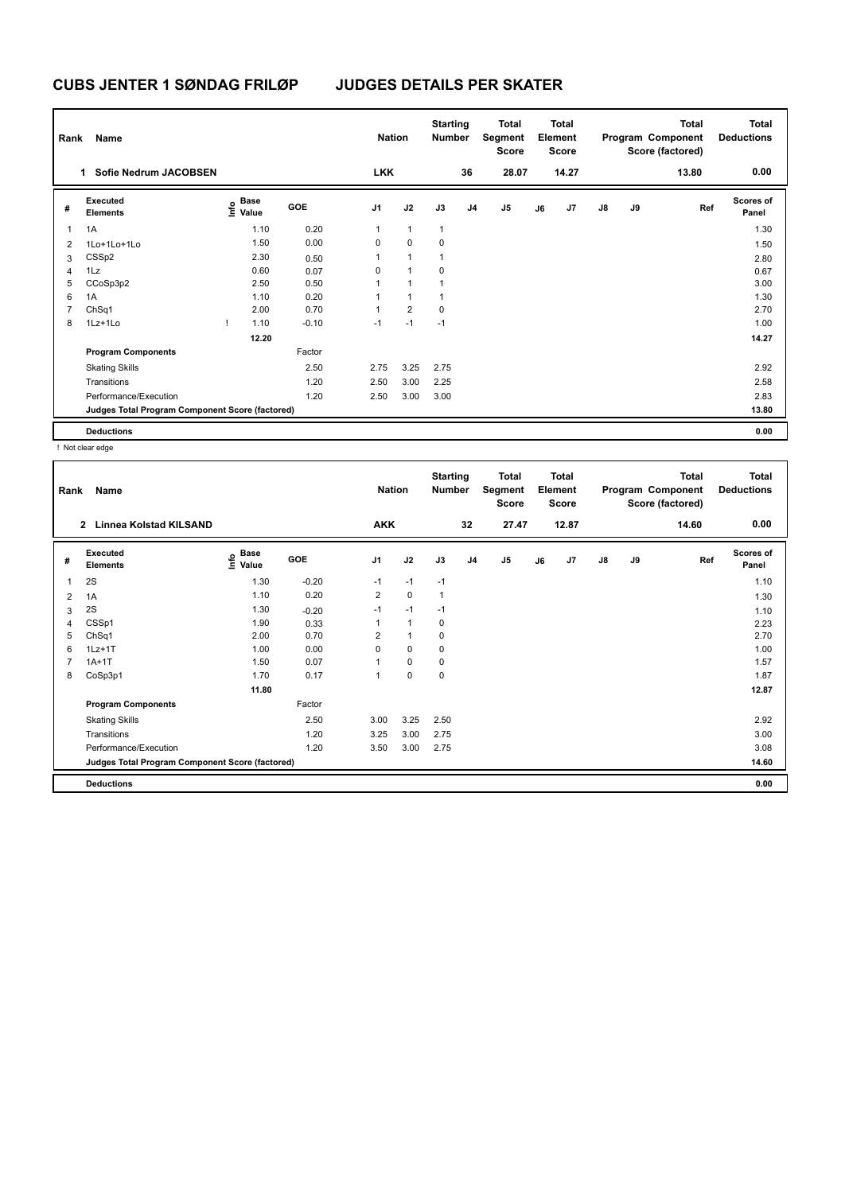# CUBS JENTER 1 SØNDAG FRILØP JUDGES DETAILS PER SKATER

| Rank | Name | Nation | Starting Number | Total Segment Score | Total Element Score | Total Program Component Score (factored) | Total Deductions |
|---|---|---|---|---|---|---|---|
| 1 | Sofie Nedrum JACOBSEN | LKK | 36 | 28.07 | 14.27 | 13.80 | 0.00 |

| # | Executed Elements | Info | Base Value | GOE | J1 | J2 | J3 | J4 | J5 | J6 | J7 | J8 | J9 | Ref | Scores of Panel |
|---|---|---|---|---|---|---|---|---|---|---|---|---|---|---|---|
| 1 | 1A | | 1.10 | 0.20 | 1 | 1 | 1 | | | | | | | | 1.30 |
| 2 | 1Lo+1Lo+1Lo | | 1.50 | 0.00 | 0 | 0 | 0 | | | | | | | | 1.50 |
| 3 | CSSp2 | | 2.30 | 0.50 | 1 | 1 | 1 | | | | | | | | 2.80 |
| 4 | 1Lz | | 0.60 | 0.07 | 0 | 1 | 0 | | | | | | | | 0.67 |
| 5 | CCoSp3p2 | | 2.50 | 0.50 | 1 | 1 | 1 | | | | | | | | 3.00 |
| 6 | 1A | | 1.10 | 0.20 | 1 | 1 | 1 | | | | | | | | 1.30 |
| 7 | ChSq1 | | 2.00 | 0.70 | 1 | 2 | 0 | | | | | | | | 2.70 |
| 8 | 1Lz+1Lo | ! | 1.10 | -0.10 | -1 | -1 | -1 | | | | | | | | 1.00 |
| | | | 12.20 | | | | | | | | | | | | 14.27 |
| | **Program Components** | | | Factor | | | | | | | | | | | |
| | Skating Skills | | | 2.50 | 2.75 | 3.25 | 2.75 | | | | | | | | 2.92 |
| | Transitions | | | 1.20 | 2.50 | 3.00 | 2.25 | | | | | | | | 2.58 |
| | Performance/Execution | | | 1.20 | 2.50 | 3.00 | 3.00 | | | | | | | | 2.83 |
| | **Judges Total Program Component Score (factored)** | | | | | | | | | | | | | | 13.80 |
| | **Deductions** | | | | | | | | | | | | | | 0.00 |

! Not clear edge

| Rank | Name | Nation | Starting Number | Total Segment Score | Total Element Score | Total Program Component Score (factored) | Total Deductions |
|---|---|---|---|---|---|---|---|
| 2 | Linnea Kolstad KILSAND | AKK | 32 | 27.47 | 12.87 | 14.60 | 0.00 |

| # | Executed Elements | Info | Base Value | GOE | J1 | J2 | J3 | J4 | J5 | J6 | J7 | J8 | J9 | Ref | Scores of Panel |
|---|---|---|---|---|---|---|---|---|---|---|---|---|---|---|---|
| 1 | 2S | | 1.30 | -0.20 | -1 | -1 | -1 | | | | | | | | 1.10 |
| 2 | 1A | | 1.10 | 0.20 | 2 | 0 | 1 | | | | | | | | 1.30 |
| 3 | 2S | | 1.30 | -0.20 | -1 | -1 | -1 | | | | | | | | 1.10 |
| 4 | CSSp1 | | 1.90 | 0.33 | 1 | 1 | 0 | | | | | | | | 2.23 |
| 5 | ChSq1 | | 2.00 | 0.70 | 2 | 1 | 0 | | | | | | | | 2.70 |
| 6 | 1Lz+1T | | 1.00 | 0.00 | 0 | 0 | 0 | | | | | | | | 1.00 |
| 7 | 1A+1T | | 1.50 | 0.07 | 1 | 0 | 0 | | | | | | | | 1.57 |
| 8 | CoSp3p1 | | 1.70 | 0.17 | 1 | 0 | 0 | | | | | | | | 1.87 |
| | | | 11.80 | | | | | | | | | | | | 12.87 |
| | **Program Components** | | | Factor | | | | | | | | | | | |
| | Skating Skills | | | 2.50 | 3.00 | 3.25 | 2.50 | | | | | | | | 2.92 |
| | Transitions | | | 1.20 | 3.25 | 3.00 | 2.75 | | | | | | | | 3.00 |
| | Performance/Execution | | | 1.20 | 3.50 | 3.00 | 2.75 | | | | | | | | 3.08 |
| | **Judges Total Program Component Score (factored)** | | | | | | | | | | | | | | 14.60 |
| | **Deductions** | | | | | | | | | | | | | | 0.00 |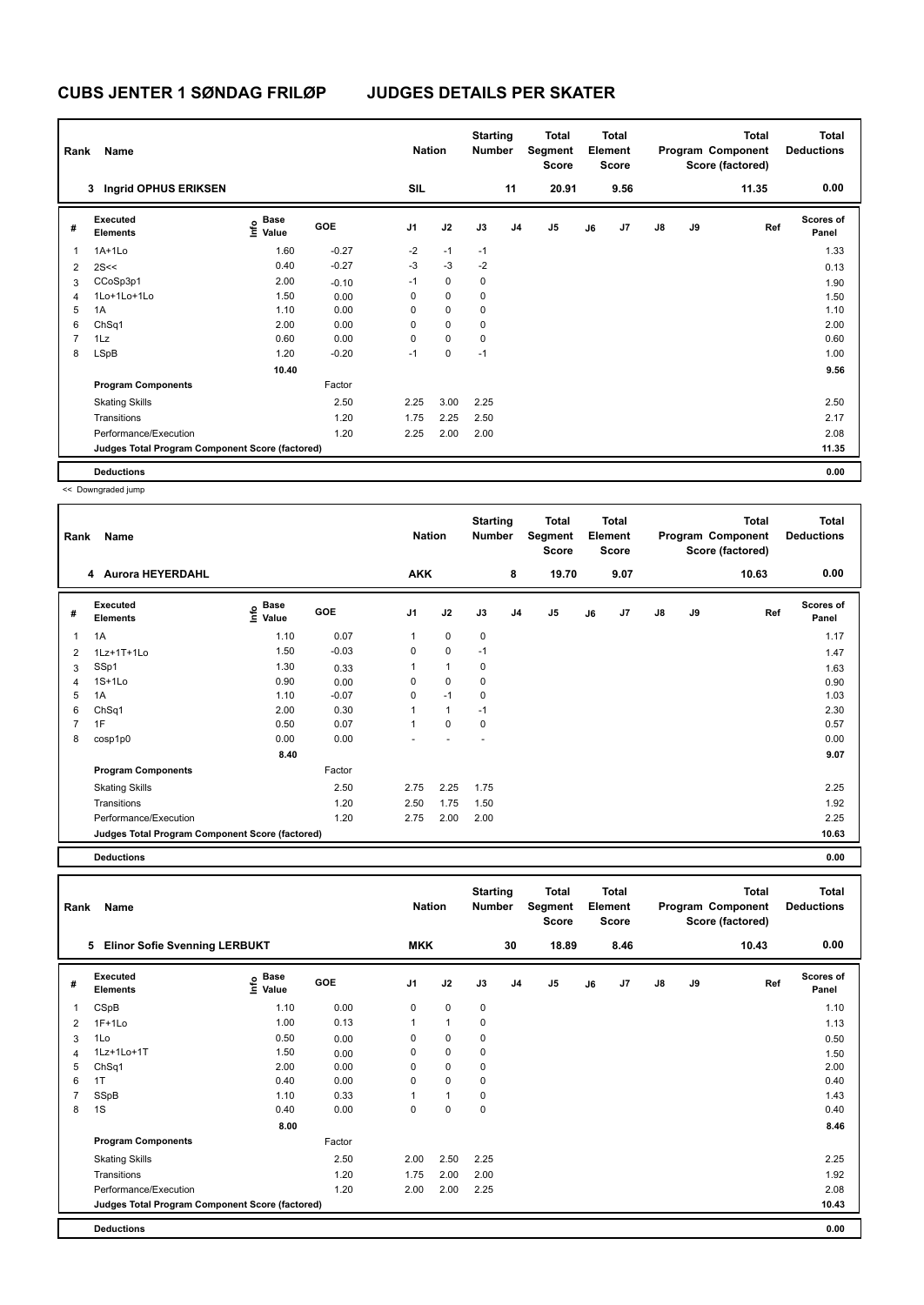# CUBS JENTER 1 SØNDAG FRILØP JUDGES DETAILS PER SKATER

| Rank | Name | Nation | Starting Number | Total Segment Score | Total Element Score | Total Program Component Score (factored) | Total Deductions |
|---|---|---|---|---|---|---|---|
| 3 | Ingrid OPHUS ERIKSEN | SIL | 11 | 20.91 | 9.56 | 11.35 | 0.00 |

| # | Executed Elements | Info | Base Value | GOE | J1 | J2 | J3 | J4 | J5 | J6 | J7 | J8 | J9 | Ref | Scores of Panel |
|---|---|---|---|---|---|---|---|---|---|---|---|---|---|---|---|
| 1 | 1A+1Lo | | 1.60 | -0.27 | -2 | -1 | -1 | | | | | | | | 1.33 |
| 2 | 2S<< | | 0.40 | -0.27 | -3 | -3 | -2 | | | | | | | | 0.13 |
| 3 | CCoSp3p1 | | 2.00 | -0.10 | -1 | 0 | 0 | | | | | | | | 1.90 |
| 4 | 1Lo+1Lo+1Lo | | 1.50 | 0.00 | 0 | 0 | 0 | | | | | | | | 1.50 |
| 5 | 1A | | 1.10 | 0.00 | 0 | 0 | 0 | | | | | | | | 1.10 |
| 6 | ChSq1 | | 2.00 | 0.00 | 0 | 0 | 0 | | | | | | | | 2.00 |
| 7 | 1Lz | | 0.60 | 0.00 | 0 | 0 | 0 | | | | | | | | 0.60 |
| 8 | LSpB | | 1.20 | -0.20 | -1 | 0 | -1 | | | | | | | | 1.00 |
| | | | 10.40 | | | | | | | | | | | | 9.56 |
| | **Program Components** | | | Factor | | | | | | | | | | | |
| | Skating Skills | | | 2.50 | 2.25 | 3.00 | 2.25 | | | | | | | | 2.50 |
| | Transitions | | | 1.20 | 1.75 | 2.25 | 2.50 | | | | | | | | 2.17 |
| | Performance/Execution | | | 1.20 | 2.25 | 2.00 | 2.00 | | | | | | | | 2.08 |
| | Judges Total Program Component Score (factored) | | | | | | | | | | | | | | 11.35 |
| | **Deductions** | | | | | | | | | | | | | | 0.00 |

<< Downgraded jump

| Rank | Name | Nation | Starting Number | Total Segment Score | Total Element Score | Total Program Component Score (factored) | Total Deductions |
|---|---|---|---|---|---|---|---|
| 4 | Aurora HEYERDAHL | AKK | 8 | 19.70 | 9.07 | 10.63 | 0.00 |

| # | Executed Elements | Info | Base Value | GOE | J1 | J2 | J3 | J4 | J5 | J6 | J7 | J8 | J9 | Ref | Scores of Panel |
|---|---|---|---|---|---|---|---|---|---|---|---|---|---|---|---|
| 1 | 1A | | 1.10 | 0.07 | 1 | 0 | 0 | | | | | | | | 1.17 |
| 2 | 1Lz+1T+1Lo | | 1.50 | -0.03 | 0 | 0 | -1 | | | | | | | | 1.47 |
| 3 | SSp1 | | 1.30 | 0.33 | 1 | 1 | 0 | | | | | | | | 1.63 |
| 4 | 1S+1Lo | | 0.90 | 0.00 | 0 | 0 | 0 | | | | | | | | 0.90 |
| 5 | 1A | | 1.10 | -0.07 | 0 | -1 | 0 | | | | | | | | 1.03 |
| 6 | ChSq1 | | 2.00 | 0.30 | 1 | 1 | -1 | | | | | | | | 2.30 |
| 7 | 1F | | 0.50 | 0.07 | 1 | 0 | 0 | | | | | | | | 0.57 |
| 8 | cosp1p0 | | 0.00 | 0.00 | - | - | - | | | | | | | | 0.00 |
| | | | 8.40 | | | | | | | | | | | | 9.07 |
| | **Program Components** | | | Factor | | | | | | | | | | | |
| | Skating Skills | | | 2.50 | 2.75 | 2.25 | 1.75 | | | | | | | | 2.25 |
| | Transitions | | | 1.20 | 2.50 | 1.75 | 1.50 | | | | | | | | 1.92 |
| | Performance/Execution | | | 1.20 | 2.75 | 2.00 | 2.00 | | | | | | | | 2.25 |
| | Judges Total Program Component Score (factored) | | | | | | | | | | | | | | 10.63 |
| | **Deductions** | | | | | | | | | | | | | | 0.00 |

| Rank | Name | Nation | Starting Number | Total Segment Score | Total Element Score | Total Program Component Score (factored) | Total Deductions |
|---|---|---|---|---|---|---|---|
| 5 | Elinor Sofie Svenning LERBUKT | MKK | 30 | 18.89 | 8.46 | 10.43 | 0.00 |

| # | Executed Elements | Info | Base Value | GOE | J1 | J2 | J3 | J4 | J5 | J6 | J7 | J8 | J9 | Ref | Scores of Panel |
|---|---|---|---|---|---|---|---|---|---|---|---|---|---|---|---|
| 1 | CSpB | | 1.10 | 0.00 | 0 | 0 | 0 | | | | | | | | 1.10 |
| 2 | 1F+1Lo | | 1.00 | 0.13 | 1 | 1 | 0 | | | | | | | | 1.13 |
| 3 | 1Lo | | 0.50 | 0.00 | 0 | 0 | 0 | | | | | | | | 0.50 |
| 4 | 1Lz+1Lo+1T | | 1.50 | 0.00 | 0 | 0 | 0 | | | | | | | | 1.50 |
| 5 | ChSq1 | | 2.00 | 0.00 | 0 | 0 | 0 | | | | | | | | 2.00 |
| 6 | 1T | | 0.40 | 0.00 | 0 | 0 | 0 | | | | | | | | 0.40 |
| 7 | SSpB | | 1.10 | 0.33 | 1 | 1 | 0 | | | | | | | | 1.43 |
| 8 | 1S | | 0.40 | 0.00 | 0 | 0 | 0 | | | | | | | | 0.40 |
| | | | 8.00 | | | | | | | | | | | | 8.46 |
| | **Program Components** | | | Factor | | | | | | | | | | | |
| | Skating Skills | | | 2.50 | 2.00 | 2.50 | 2.25 | | | | | | | | 2.25 |
| | Transitions | | | 1.20 | 1.75 | 2.00 | 2.00 | | | | | | | | 1.92 |
| | Performance/Execution | | | 1.20 | 2.00 | 2.00 | 2.25 | | | | | | | | 2.08 |
| | Judges Total Program Component Score (factored) | | | | | | | | | | | | | | 10.43 |
| | **Deductions** | | | | | | | | | | | | | | 0.00 |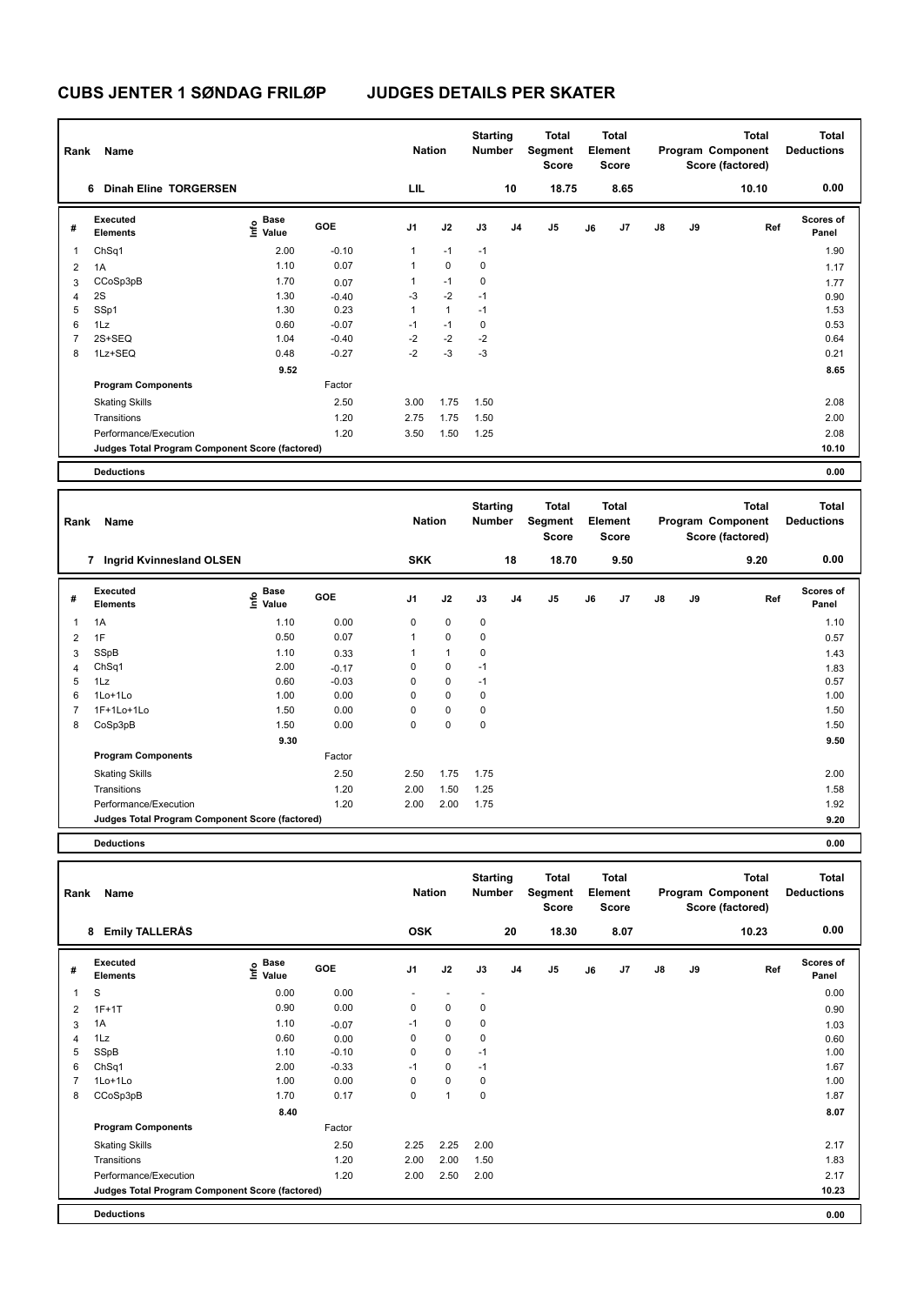# CUBS JENTER 1 SØNDAG FRILØP JUDGES DETAILS PER SKATER

| Rank | Name | Nation | Starting Number | Total Segment Score | Total Element Score | Total Program Component Score (factored) | Total Deductions |
|---|---|---|---|---|---|---|---|
| 6 | Dinah Eline TORGERSEN | LIL | 10 | 18.75 | 8.65 | 10.10 | 0.00 |

| # | Executed Elements | Info | Base Value | GOE | J1 | J2 | J3 | J4 | J5 | J6 | J7 | J8 | J9 | Ref | Scores of Panel |
|---|---|---|---|---|---|---|---|---|---|---|---|---|---|---|---|
| 1 | ChSq1 | | 2.00 | -0.10 | 1 | -1 | -1 | | | | | | | | 1.90 |
| 2 | 1A | | 1.10 | 0.07 | 1 | 0 | 0 | | | | | | | | 1.17 |
| 3 | CCoSp3pB | | 1.70 | 0.07 | 1 | -1 | 0 | | | | | | | | 1.77 |
| 4 | 2S | | 1.30 | -0.40 | -3 | -2 | -1 | | | | | | | | 0.90 |
| 5 | SSp1 | | 1.30 | 0.23 | 1 | 1 | -1 | | | | | | | | 1.53 |
| 6 | 1Lz | | 0.60 | -0.07 | -1 | -1 | 0 | | | | | | | | 0.53 |
| 7 | 2S+SEQ | | 1.04 | -0.40 | -2 | -2 | -2 | | | | | | | | 0.64 |
| 8 | 1Lz+SEQ | | 0.48 | -0.27 | -2 | -3 | -3 | | | | | | | | 0.21 |
| | | | 9.52 | | | | | | | | | | | | 8.65 |
| | **Program Components** | | | Factor | | | | | | | | | | | |
| | Skating Skills | | | 2.50 | 3.00 | 1.75 | 1.50 | | | | | | | | 2.08 |
| | Transitions | | | 1.20 | 2.75 | 1.75 | 1.50 | | | | | | | | 2.00 |
| | Performance/Execution | | | 1.20 | 3.50 | 1.50 | 1.25 | | | | | | | | 2.08 |
| | **Judges Total Program Component Score (factored)** | | | | | | | | | | | | | | 10.10 |
| | **Deductions** | | | | | | | | | | | | | | 0.00 |

| Rank | Name | Nation | Starting Number | Total Segment Score | Total Element Score | Total Program Component Score (factored) | Total Deductions |
|---|---|---|---|---|---|---|---|
| 7 | Ingrid Kvinnesland OLSEN | SKK | 18 | 18.70 | 9.50 | 9.20 | 0.00 |

| # | Executed Elements | Info | Base Value | GOE | J1 | J2 | J3 | J4 | J5 | J6 | J7 | J8 | J9 | Ref | Scores of Panel |
|---|---|---|---|---|---|---|---|---|---|---|---|---|---|---|---|
| 1 | 1A | | 1.10 | 0.00 | 0 | 0 | 0 | | | | | | | | 1.10 |
| 2 | 1F | | 0.50 | 0.07 | 1 | 0 | 0 | | | | | | | | 0.57 |
| 3 | SSpB | | 1.10 | 0.33 | 1 | 1 | 0 | | | | | | | | 1.43 |
| 4 | ChSq1 | | 2.00 | -0.17 | 0 | 0 | -1 | | | | | | | | 1.83 |
| 5 | 1Lz | | 0.60 | -0.03 | 0 | 0 | -1 | | | | | | | | 0.57 |
| 6 | 1Lo+1Lo | | 1.00 | 0.00 | 0 | 0 | 0 | | | | | | | | 1.00 |
| 7 | 1F+1Lo+1Lo | | 1.50 | 0.00 | 0 | 0 | 0 | | | | | | | | 1.50 |
| 8 | CoSp3pB | | 1.50 | 0.00 | 0 | 0 | 0 | | | | | | | | 1.50 |
| | | | 9.30 | | | | | | | | | | | | 9.50 |
| | **Program Components** | | | Factor | | | | | | | | | | | |
| | Skating Skills | | | 2.50 | 2.50 | 1.75 | 1.75 | | | | | | | | 2.00 |
| | Transitions | | | 1.20 | 2.00 | 1.50 | 1.25 | | | | | | | | 1.58 |
| | Performance/Execution | | | 1.20 | 2.00 | 2.00 | 1.75 | | | | | | | | 1.92 |
| | **Judges Total Program Component Score (factored)** | | | | | | | | | | | | | | 9.20 |
| | **Deductions** | | | | | | | | | | | | | | 0.00 |

| Rank | Name | Nation | Starting Number | Total Segment Score | Total Element Score | Total Program Component Score (factored) | Total Deductions |
|---|---|---|---|---|---|---|---|
| 8 | Emily TALLERÅS | OSK | 20 | 18.30 | 8.07 | 10.23 | 0.00 |

| # | Executed Elements | Info | Base Value | GOE | J1 | J2 | J3 | J4 | J5 | J6 | J7 | J8 | J9 | Ref | Scores of Panel |
|---|---|---|---|---|---|---|---|---|---|---|---|---|---|---|---|
| 1 | S | | 0.00 | 0.00 | - | - | - | | | | | | | | 0.00 |
| 2 | 1F+1T | | 0.90 | 0.00 | 0 | 0 | 0 | | | | | | | | 0.90 |
| 3 | 1A | | 1.10 | -0.07 | -1 | 0 | 0 | | | | | | | | 1.03 |
| 4 | 1Lz | | 0.60 | 0.00 | 0 | 0 | 0 | | | | | | | | 0.60 |
| 5 | SSpB | | 1.10 | -0.10 | 0 | 0 | -1 | | | | | | | | 1.00 |
| 6 | ChSq1 | | 2.00 | -0.33 | -1 | 0 | -1 | | | | | | | | 1.67 |
| 7 | 1Lo+1Lo | | 1.00 | 0.00 | 0 | 0 | 0 | | | | | | | | 1.00 |
| 8 | CCoSp3pB | | 1.70 | 0.17 | 0 | 1 | 0 | | | | | | | | 1.87 |
| | | | 8.40 | | | | | | | | | | | | 8.07 |
| | **Program Components** | | | Factor | | | | | | | | | | | |
| | Skating Skills | | | 2.50 | 2.25 | 2.25 | 2.00 | | | | | | | | 2.17 |
| | Transitions | | | 1.20 | 2.00 | 2.00 | 1.50 | | | | | | | | 1.83 |
| | Performance/Execution | | | 1.20 | 2.00 | 2.50 | 2.00 | | | | | | | | 2.17 |
| | **Judges Total Program Component Score (factored)** | | | | | | | | | | | | | | 10.23 |
| | **Deductions** | | | | | | | | | | | | | | 0.00 |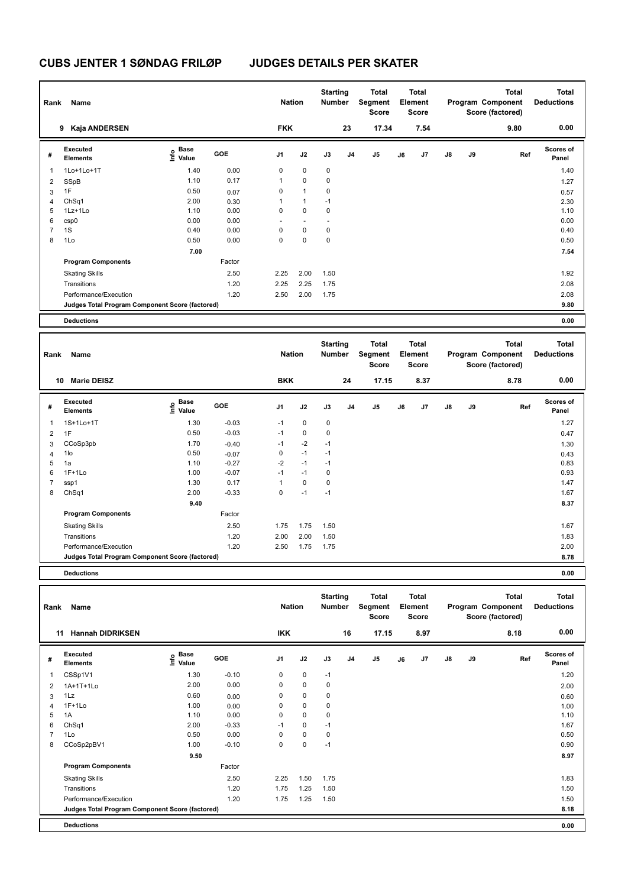# CUBS JENTER 1 SØNDAG FRILØP JUDGES DETAILS PER SKATER

| Rank | Name | Nation | Starting Number | Total Segment Score | Total Element Score | Total Program Component Score (factored) | Total Deductions |
|---|---|---|---|---|---|---|---|
| 9 | Kaja ANDERSEN | FKK | 23 | 17.34 | 7.54 | 9.80 | 0.00 |

| # | Executed Elements | Info | Base Value | GOE | J1 | J2 | J3 | J4 | J5 | J6 | J7 | J8 | J9 | Ref | Scores of Panel |
|---|---|---|---|---|---|---|---|---|---|---|---|---|---|---|---|
| 1 | 1Lo+1Lo+1T | | 1.40 | 0.00 | 0 | 0 | 0 | | | | | | | | 1.40 |
| 2 | SSpB | | 1.10 | 0.17 | 1 | 0 | 0 | | | | | | | | 1.27 |
| 3 | 1F | | 0.50 | 0.07 | 0 | 1 | 0 | | | | | | | | 0.57 |
| 4 | ChSq1 | | 2.00 | 0.30 | 1 | 1 | -1 | | | | | | | | 2.30 |
| 5 | 1Lz+1Lo | | 1.10 | 0.00 | 0 | 0 | 0 | | | | | | | | 1.10 |
| 6 | csp0 | | 0.00 | 0.00 | - | - | - | | | | | | | | 0.00 |
| 7 | 1S | | 0.40 | 0.00 | 0 | 0 | 0 | | | | | | | | 0.40 |
| 8 | 1Lo | | 0.50 | 0.00 | 0 | 0 | 0 | | | | | | | | 0.50 |
| | | | 7.00 | | | | | | | | | | | | 7.54 |
| | **Program Components** | | | Factor | | | | | | | | | | | |
| | Skating Skills | | | 2.50 | 2.25 | 2.00 | 1.50 | | | | | | | | 1.92 |
| | Transitions | | | 1.20 | 2.25 | 2.25 | 1.75 | | | | | | | | 2.08 |
| | Performance/Execution | | | 1.20 | 2.50 | 2.00 | 1.75 | | | | | | | | 2.08 |
| | **Judges Total Program Component Score (factored)** | | | | | | | | | | | | | | 9.80 |
| | **Deductions** | | | | | | | | | | | | | | 0.00 |

| Rank | Name | Nation | Starting Number | Total Segment Score | Total Element Score | Total Program Component Score (factored) | Total Deductions |
|---|---|---|---|---|---|---|---|
| 10 | Marie DEISZ | BKK | 24 | 17.15 | 8.37 | 8.78 | 0.00 |

| # | Executed Elements | Info | Base Value | GOE | J1 | J2 | J3 | J4 | J5 | J6 | J7 | J8 | J9 | Ref | Scores of Panel |
|---|---|---|---|---|---|---|---|---|---|---|---|---|---|---|---|
| 1 | 1S+1Lo+1T | | 1.30 | -0.03 | -1 | 0 | 0 | | | | | | | | 1.27 |
| 2 | 1F | | 0.50 | -0.03 | -1 | 0 | 0 | | | | | | | | 0.47 |
| 3 | CCoSp3pb | | 1.70 | -0.40 | -1 | -2 | -1 | | | | | | | | 1.30 |
| 4 | 1lo | | 0.50 | -0.07 | 0 | -1 | -1 | | | | | | | | 0.43 |
| 5 | 1a | | 1.10 | -0.27 | -2 | -1 | -1 | | | | | | | | 0.83 |
| 6 | 1F+1Lo | | 1.00 | -0.07 | -1 | -1 | 0 | | | | | | | | 0.93 |
| 7 | ssp1 | | 1.30 | 0.17 | 1 | 0 | 0 | | | | | | | | 1.47 |
| 8 | ChSq1 | | 2.00 | -0.33 | 0 | -1 | -1 | | | | | | | | 1.67 |
| | | | 9.40 | | | | | | | | | | | | 8.37 |
| | **Program Components** | | | Factor | | | | | | | | | | | |
| | Skating Skills | | | 2.50 | 1.75 | 1.75 | 1.50 | | | | | | | | 1.67 |
| | Transitions | | | 1.20 | 2.00 | 2.00 | 1.50 | | | | | | | | 1.83 |
| | Performance/Execution | | | 1.20 | 2.50 | 1.75 | 1.75 | | | | | | | | 2.00 |
| | **Judges Total Program Component Score (factored)** | | | | | | | | | | | | | | 8.78 |
| | **Deductions** | | | | | | | | | | | | | | 0.00 |

| Rank | Name | Nation | Starting Number | Total Segment Score | Total Element Score | Total Program Component Score (factored) | Total Deductions |
|---|---|---|---|---|---|---|---|
| 11 | Hannah DIDRIKSEN | IKK | 16 | 17.15 | 8.97 | 8.18 | 0.00 |

| # | Executed Elements | Info | Base Value | GOE | J1 | J2 | J3 | J4 | J5 | J6 | J7 | J8 | J9 | Ref | Scores of Panel |
|---|---|---|---|---|---|---|---|---|---|---|---|---|---|---|---|
| 1 | CSSp1V1 | | 1.30 | -0.10 | 0 | 0 | -1 | | | | | | | | 1.20 |
| 2 | 1A+1T+1Lo | | 2.00 | 0.00 | 0 | 0 | 0 | | | | | | | | 2.00 |
| 3 | 1Lz | | 0.60 | 0.00 | 0 | 0 | 0 | | | | | | | | 0.60 |
| 4 | 1F+1Lo | | 1.00 | 0.00 | 0 | 0 | 0 | | | | | | | | 1.00 |
| 5 | 1A | | 1.10 | 0.00 | 0 | 0 | 0 | | | | | | | | 1.10 |
| 6 | ChSq1 | | 2.00 | -0.33 | -1 | 0 | -1 | | | | | | | | 1.67 |
| 7 | 1Lo | | 0.50 | 0.00 | 0 | 0 | 0 | | | | | | | | 0.50 |
| 8 | CCoSp2pBV1 | | 1.00 | -0.10 | 0 | 0 | -1 | | | | | | | | 0.90 |
| | | | 9.50 | | | | | | | | | | | | 8.97 |
| | **Program Components** | | | Factor | | | | | | | | | | | |
| | Skating Skills | | | 2.50 | 2.25 | 1.50 | 1.75 | | | | | | | | 1.83 |
| | Transitions | | | 1.20 | 1.75 | 1.25 | 1.50 | | | | | | | | 1.50 |
| | Performance/Execution | | | 1.20 | 1.75 | 1.25 | 1.50 | | | | | | | | 1.50 |
| | **Judges Total Program Component Score (factored)** | | | | | | | | | | | | | | 8.18 |
| | **Deductions** | | | | | | | | | | | | | | 0.00 |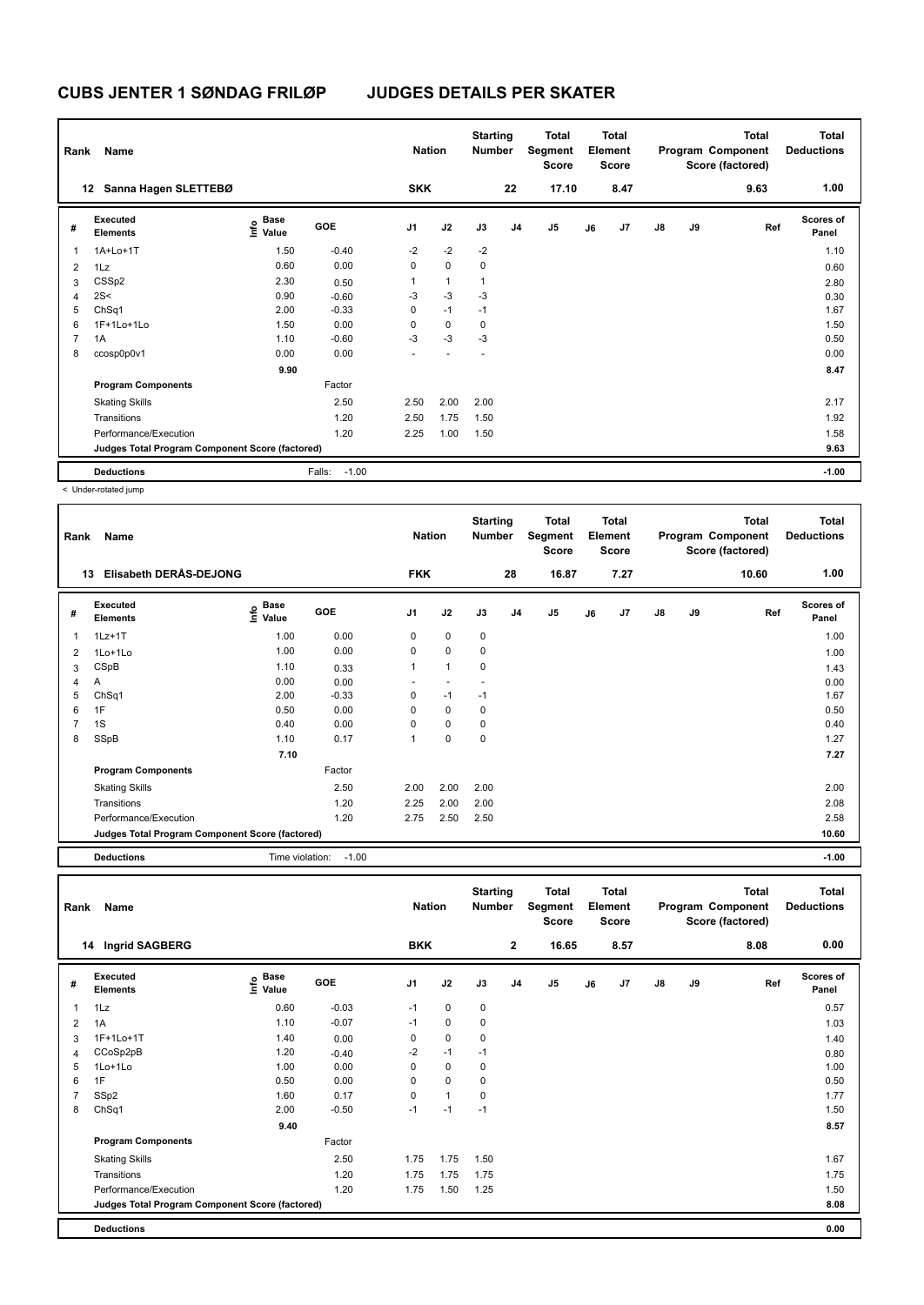# CUBS JENTER 1 SØNDAG FRILØP JUDGES DETAILS PER SKATER

| Rank | Name | Nation | Starting Number | Total Segment Score | Total Element Score | Total Program Component Score (factored) | Total Deductions |
|---|---|---|---|---|---|---|---|
| 12 | Sanna Hagen SLETTEBØ | SKK | 22 | 17.10 | 8.47 | 9.63 | 1.00 |

| # | Executed Elements | Info | Base Value | GOE | J1 | J2 | J3 | J4 | J5 | J6 | J7 | J8 | J9 | Ref | Scores of Panel |
|---|---|---|---|---|---|---|---|---|---|---|---|---|---|---|---|
| 1 | 1A+Lo+1T | | 1.50 | -0.40 | -2 | -2 | -2 | | | | | | | | 1.10 |
| 2 | 1Lz | | 0.60 | 0.00 | 0 | 0 | 0 | | | | | | | | 0.60 |
| 3 | CSSp2 | | 2.30 | 0.50 | 1 | 1 | 1 | | | | | | | | 2.80 |
| 4 | 2S< | | 0.90 | -0.60 | -3 | -3 | -3 | | | | | | | | 0.30 |
| 5 | ChSq1 | | 2.00 | -0.33 | 0 | -1 | -1 | | | | | | | | 1.67 |
| 6 | 1F+1Lo+1Lo | | 1.50 | 0.00 | 0 | 0 | 0 | | | | | | | | 1.50 |
| 7 | 1A | | 1.10 | -0.60 | -3 | -3 | -3 | | | | | | | | 0.50 |
| 8 | ccosp0p0v1 | | 0.00 | 0.00 | - | - | - | | | | | | | | 0.00 |
| | | | 9.90 | | | | | | | | | | | | 8.47 |
| | **Program Components** | | | Factor | | | | | | | | | | | |
| | Skating Skills | | | 2.50 | 2.50 | 2.00 | 2.00 | | | | | | | | 2.17 |
| | Transitions | | | 1.20 | 2.50 | 1.75 | 1.50 | | | | | | | | 1.92 |
| | Performance/Execution | | | 1.20 | 2.25 | 1.00 | 1.50 | | | | | | | | 1.58 |
| | **Judges Total Program Component Score (factored)** | | | | | | | | | | | | | | 9.63 |
| | **Deductions** | | | Falls: -1.00 | | | | | | | | | | | -1.00 |

< Under-rotated jump

| Rank | Name | Nation | Starting Number | Total Segment Score | Total Element Score | Total Program Component Score (factored) | Total Deductions |
|---|---|---|---|---|---|---|---|
| 13 | Elisabeth DERÅS-DEJONG | FKK | 28 | 16.87 | 7.27 | 10.60 | 1.00 |

| # | Executed Elements | Info | Base Value | GOE | J1 | J2 | J3 | J4 | J5 | J6 | J7 | J8 | J9 | Ref | Scores of Panel |
|---|---|---|---|---|---|---|---|---|---|---|---|---|---|---|---|
| 1 | 1Lz+1T | | 1.00 | 0.00 | 0 | 0 | 0 | | | | | | | | 1.00 |
| 2 | 1Lo+1Lo | | 1.00 | 0.00 | 0 | 0 | 0 | | | | | | | | 1.00 |
| 3 | CSpB | | 1.10 | 0.33 | 1 | 1 | 0 | | | | | | | | 1.43 |
| 4 | A | | 0.00 | 0.00 | - | - | - | | | | | | | | 0.00 |
| 5 | ChSq1 | | 2.00 | -0.33 | 0 | -1 | -1 | | | | | | | | 1.67 |
| 6 | 1F | | 0.50 | 0.00 | 0 | 0 | 0 | | | | | | | | 0.50 |
| 7 | 1S | | 0.40 | 0.00 | 0 | 0 | 0 | | | | | | | | 0.40 |
| 8 | SSpB | | 1.10 | 0.17 | 1 | 0 | 0 | | | | | | | | 1.27 |
| | | | 7.10 | | | | | | | | | | | | 7.27 |
| | **Program Components** | | | Factor | | | | | | | | | | | |
| | Skating Skills | | | 2.50 | 2.00 | 2.00 | 2.00 | | | | | | | | 2.00 |
| | Transitions | | | 1.20 | 2.25 | 2.00 | 2.00 | | | | | | | | 2.08 |
| | Performance/Execution | | | 1.20 | 2.75 | 2.50 | 2.50 | | | | | | | | 2.58 |
| | **Judges Total Program Component Score (factored)** | | | | | | | | | | | | | | 10.60 |
| | **Deductions** | | | Time violation: -1.00 | | | | | | | | | | | -1.00 |

| Rank | Name | Nation | Starting Number | Total Segment Score | Total Element Score | Total Program Component Score (factored) | Total Deductions |
|---|---|---|---|---|---|---|---|
| 14 | Ingrid SAGBERG | BKK | 2 | 16.65 | 8.57 | 8.08 | 0.00 |

| # | Executed Elements | Info | Base Value | GOE | J1 | J2 | J3 | J4 | J5 | J6 | J7 | J8 | J9 | Ref | Scores of Panel |
|---|---|---|---|---|---|---|---|---|---|---|---|---|---|---|---|
| 1 | 1Lz | | 0.60 | -0.03 | -1 | 0 | 0 | | | | | | | | 0.57 |
| 2 | 1A | | 1.10 | -0.07 | -1 | 0 | 0 | | | | | | | | 1.03 |
| 3 | 1F+1Lo+1T | | 1.40 | 0.00 | 0 | 0 | 0 | | | | | | | | 1.40 |
| 4 | CCoSp2pB | | 1.20 | -0.40 | -2 | -1 | -1 | | | | | | | | 0.80 |
| 5 | 1Lo+1Lo | | 1.00 | 0.00 | 0 | 0 | 0 | | | | | | | | 1.00 |
| 6 | 1F | | 0.50 | 0.00 | 0 | 0 | 0 | | | | | | | | 0.50 |
| 7 | SSp2 | | 1.60 | 0.17 | 0 | 1 | 0 | | | | | | | | 1.77 |
| 8 | ChSq1 | | 2.00 | -0.50 | -1 | -1 | -1 | | | | | | | | 1.50 |
| | | | 9.40 | | | | | | | | | | | | 8.57 |
| | **Program Components** | | | Factor | | | | | | | | | | | |
| | Skating Skills | | | 2.50 | 1.75 | 1.75 | 1.50 | | | | | | | | 1.67 |
| | Transitions | | | 1.20 | 1.75 | 1.75 | 1.75 | | | | | | | | 1.75 |
| | Performance/Execution | | | 1.20 | 1.75 | 1.50 | 1.25 | | | | | | | | 1.50 |
| | **Judges Total Program Component Score (factored)** | | | | | | | | | | | | | | 8.08 |
| | **Deductions** | | | | | | | | | | | | | | 0.00 |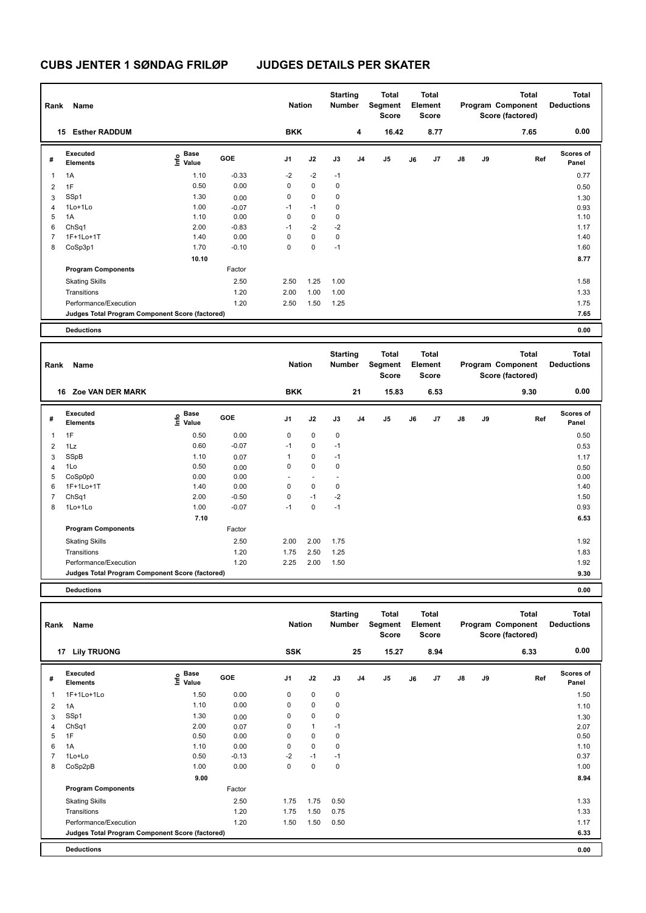# CUBS JENTER 1 SØNDAG FRILØP JUDGES DETAILS PER SKATER

| Rank | Name | Nation | Starting Number | Total Segment Score | Total Element Score | Total Program Component Score (factored) | Total Deductions |
|---|---|---|---|---|---|---|---|
| 15 | Esther RADDUM | BKK | 4 | 16.42 | 8.77 | 7.65 | 0.00 |

| # | Executed Elements | Info | Base Value | GOE | J1 | J2 | J3 | J4 | J5 | J6 | J7 | J8 | J9 | Ref | Scores of Panel |
|---|---|---|---|---|---|---|---|---|---|---|---|---|---|---|---|
| 1 | 1A | | 1.10 | -0.33 | -2 | -2 | -1 | | | | | | | | 0.77 |
| 2 | 1F | | 0.50 | 0.00 | 0 | 0 | 0 | | | | | | | | 0.50 |
| 3 | SSp1 | | 1.30 | 0.00 | 0 | 0 | 0 | | | | | | | | 1.30 |
| 4 | 1Lo+1Lo | | 1.00 | -0.07 | -1 | -1 | 0 | | | | | | | | 0.93 |
| 5 | 1A | | 1.10 | 0.00 | 0 | 0 | 0 | | | | | | | | 1.10 |
| 6 | ChSq1 | | 2.00 | -0.83 | -1 | -2 | -2 | | | | | | | | 1.17 |
| 7 | 1F+1Lo+1T | | 1.40 | 0.00 | 0 | 0 | 0 | | | | | | | | 1.40 |
| 8 | CoSp3p1 | | 1.70 | -0.10 | 0 | 0 | -1 | | | | | | | | 1.60 |
| | | | 10.10 | | | | | | | | | | | | 8.77 |
| | **Program Components** | | | Factor | | | | | | | | | | | |
| | Skating Skills | | | 2.50 | 2.50 | 1.25 | 1.00 | | | | | | | | 1.58 |
| | Transitions | | | 1.20 | 2.00 | 1.00 | 1.00 | | | | | | | | 1.33 |
| | Performance/Execution | | | 1.20 | 2.50 | 1.50 | 1.25 | | | | | | | | 1.75 |
| | **Judges Total Program Component Score (factored)** | | | | | | | | | | | | | | 7.65 |
| | **Deductions** | | | | | | | | | | | | | | 0.00 |

| Rank | Name | Nation | Starting Number | Total Segment Score | Total Element Score | Total Program Component Score (factored) | Total Deductions |
|---|---|---|---|---|---|---|---|
| 16 | Zoe VAN DER MARK | BKK | 21 | 15.83 | 6.53 | 9.30 | 0.00 |

| # | Executed Elements | Info | Base Value | GOE | J1 | J2 | J3 | J4 | J5 | J6 | J7 | J8 | J9 | Ref | Scores of Panel |
|---|---|---|---|---|---|---|---|---|---|---|---|---|---|---|---|
| 1 | 1F | | 0.50 | 0.00 | 0 | 0 | 0 | | | | | | | | 0.50 |
| 2 | 1Lz | | 0.60 | -0.07 | -1 | 0 | -1 | | | | | | | | 0.53 |
| 3 | SSpB | | 1.10 | 0.07 | 1 | 0 | -1 | | | | | | | | 1.17 |
| 4 | 1Lo | | 0.50 | 0.00 | 0 | 0 | 0 | | | | | | | | 0.50 |
| 5 | CoSp0p0 | | 0.00 | 0.00 | - | - | - | | | | | | | | 0.00 |
| 6 | 1F+1Lo+1T | | 1.40 | 0.00 | 0 | 0 | 0 | | | | | | | | 1.40 |
| 7 | ChSq1 | | 2.00 | -0.50 | 0 | -1 | -2 | | | | | | | | 1.50 |
| 8 | 1Lo+1Lo | | 1.00 | -0.07 | -1 | 0 | -1 | | | | | | | | 0.93 |
| | | | 7.10 | | | | | | | | | | | | 6.53 |
| | **Program Components** | | | Factor | | | | | | | | | | | |
| | Skating Skills | | | 2.50 | 2.00 | 2.00 | 1.75 | | | | | | | | 1.92 |
| | Transitions | | | 1.20 | 1.75 | 2.50 | 1.25 | | | | | | | | 1.83 |
| | Performance/Execution | | | 1.20 | 2.25 | 2.00 | 1.50 | | | | | | | | 1.92 |
| | **Judges Total Program Component Score (factored)** | | | | | | | | | | | | | | 9.30 |
| | **Deductions** | | | | | | | | | | | | | | 0.00 |

| Rank | Name | Nation | Starting Number | Total Segment Score | Total Element Score | Total Program Component Score (factored) | Total Deductions |
|---|---|---|---|---|---|---|---|
| 17 | Lily TRUONG | SSK | 25 | 15.27 | 8.94 | 6.33 | 0.00 |

| # | Executed Elements | Info | Base Value | GOE | J1 | J2 | J3 | J4 | J5 | J6 | J7 | J8 | J9 | Ref | Scores of Panel |
|---|---|---|---|---|---|---|---|---|---|---|---|---|---|---|---|
| 1 | 1F+1Lo+1Lo | | 1.50 | 0.00 | 0 | 0 | 0 | | | | | | | | 1.50 |
| 2 | 1A | | 1.10 | 0.00 | 0 | 0 | 0 | | | | | | | | 1.10 |
| 3 | SSp1 | | 1.30 | 0.00 | 0 | 0 | 0 | | | | | | | | 1.30 |
| 4 | ChSq1 | | 2.00 | 0.07 | 0 | 1 | -1 | | | | | | | | 2.07 |
| 5 | 1F | | 0.50 | 0.00 | 0 | 0 | 0 | | | | | | | | 0.50 |
| 6 | 1A | | 1.10 | 0.00 | 0 | 0 | 0 | | | | | | | | 1.10 |
| 7 | 1Lo+Lo | | 0.50 | -0.13 | -2 | -1 | -1 | | | | | | | | 0.37 |
| 8 | CoSp2pB | | 1.00 | 0.00 | 0 | 0 | 0 | | | | | | | | 1.00 |
| | | | 9.00 | | | | | | | | | | | | 8.94 |
| | **Program Components** | | | Factor | | | | | | | | | | | |
| | Skating Skills | | | 2.50 | 1.75 | 1.75 | 0.50 | | | | | | | | 1.33 |
| | Transitions | | | 1.20 | 1.75 | 1.50 | 0.75 | | | | | | | | 1.33 |
| | Performance/Execution | | | 1.20 | 1.50 | 1.50 | 0.50 | | | | | | | | 1.17 |
| | **Judges Total Program Component Score (factored)** | | | | | | | | | | | | | | 6.33 |
| | **Deductions** | | | | | | | | | | | | | | 0.00 |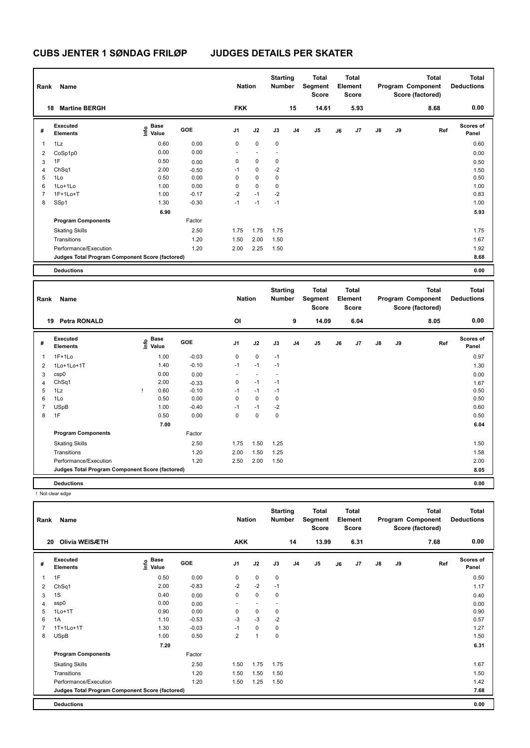# CUBS JENTER 1 SØNDAG FRILØP JUDGES DETAILS PER SKATER

| Rank | Name | Nation | Starting Number | Total Segment Score | Total Element Score | Total Program Component Score (factored) | Total Deductions |
|---|---|---|---|---|---|---|---|
| 18 | Martine BERGH | FKK | 15 | 14.61 | 5.93 | 8.68 | 0.00 |

| # | Executed Elements | Info | Base Value | GOE | J1 | J2 | J3 | J4 | J5 | J6 | J7 | J8 | J9 | Ref | Scores of Panel |
|---|---|---|---|---|---|---|---|---|---|---|---|---|---|---|---|
| 1 | 1Lz | | 0.60 | 0.00 | 0 | 0 | 0 | | | | | | | | 0.60 |
| 2 | CoSp1p0 | | 0.00 | 0.00 | - | - | - | | | | | | | | 0.00 |
| 3 | 1F | | 0.50 | 0.00 | 0 | 0 | 0 | | | | | | | | 0.50 |
| 4 | ChSq1 | | 2.00 | -0.50 | -1 | 0 | -2 | | | | | | | | 1.50 |
| 5 | 1Lo | | 0.50 | 0.00 | 0 | 0 | 0 | | | | | | | | 0.50 |
| 6 | 1Lo+1Lo | | 1.00 | 0.00 | 0 | 0 | 0 | | | | | | | | 1.00 |
| 7 | 1F+1Lo+T | | 1.00 | -0.17 | -2 | -1 | -2 | | | | | | | | 0.83 |
| 8 | SSp1 | | 1.30 | -0.30 | -1 | -1 | -1 | | | | | | | | 1.00 |
| | | | 6.90 | | | | | | | | | | | | 5.93 |
| | Program Components | | | Factor | | | | | | | | | | | |
| | Skating Skills | | | 2.50 | 1.75 | 1.75 | 1.75 | | | | | | | | 1.75 |
| | Transitions | | | 1.20 | 1.50 | 2.00 | 1.50 | | | | | | | | 1.67 |
| | Performance/Execution | | | 1.20 | 2.00 | 2.25 | 1.50 | | | | | | | | 1.92 |
| | Judges Total Program Component Score (factored) | | | | | | | | | | | | | | 8.68 |
| | Deductions | | | | | | | | | | | | | | 0.00 |

| Rank | Name | Nation | Starting Number | Total Segment Score | Total Element Score | Total Program Component Score (factored) | Total Deductions |
|---|---|---|---|---|---|---|---|
| 19 | Petra RONALD | OI | 9 | 14.09 | 6.04 | 8.05 | 0.00 |

| # | Executed Elements | Info | Base Value | GOE | J1 | J2 | J3 | J4 | J5 | J6 | J7 | J8 | J9 | Ref | Scores of Panel |
|---|---|---|---|---|---|---|---|---|---|---|---|---|---|---|---|
| 1 | 1F+1Lo | | 1.00 | -0.03 | 0 | 0 | -1 | | | | | | | | 0.97 |
| 2 | 1Lo+1Lo+1T | | 1.40 | -0.10 | -1 | -1 | -1 | | | | | | | | 1.30 |
| 3 | csp0 | | 0.00 | 0.00 | - | - | - | | | | | | | | 0.00 |
| 4 | ChSq1 | | 2.00 | -0.33 | 0 | -1 | -1 | | | | | | | | 1.67 |
| 5 | 1Lz | ! | 0.60 | -0.10 | -1 | -1 | -1 | | | | | | | | 0.50 |
| 6 | 1Lo | | 0.50 | 0.00 | 0 | 0 | 0 | | | | | | | | 0.50 |
| 7 | USpB | | 1.00 | -0.40 | -1 | -1 | -2 | | | | | | | | 0.60 |
| 8 | 1F | | 0.50 | 0.00 | 0 | 0 | 0 | | | | | | | | 0.50 |
| | | | 7.00 | | | | | | | | | | | | 6.04 |
| | Program Components | | | Factor | | | | | | | | | | | |
| | Skating Skills | | | 2.50 | 1.75 | 1.50 | 1.25 | | | | | | | | 1.50 |
| | Transitions | | | 1.20 | 2.00 | 1.50 | 1.25 | | | | | | | | 1.58 |
| | Performance/Execution | | | 1.20 | 2.50 | 2.00 | 1.50 | | | | | | | | 2.00 |
| | Judges Total Program Component Score (factored) | | | | | | | | | | | | | | 8.05 |
| | Deductions | | | | | | | | | | | | | | 0.00 |

! Not clear edge

| Rank | Name | Nation | Starting Number | Total Segment Score | Total Element Score | Total Program Component Score (factored) | Total Deductions |
|---|---|---|---|---|---|---|---|
| 20 | Olivia WEISÆTH | AKK | 14 | 13.99 | 6.31 | 7.68 | 0.00 |

| # | Executed Elements | Info | Base Value | GOE | J1 | J2 | J3 | J4 | J5 | J6 | J7 | J8 | J9 | Ref | Scores of Panel |
|---|---|---|---|---|---|---|---|---|---|---|---|---|---|---|---|
| 1 | 1F | | 0.50 | 0.00 | 0 | 0 | 0 | | | | | | | | 0.50 |
| 2 | ChSq1 | | 2.00 | -0.83 | -2 | -2 | -1 | | | | | | | | 1.17 |
| 3 | 1S | | 0.40 | 0.00 | 0 | 0 | 0 | | | | | | | | 0.40 |
| 4 | ssp0 | | 0.00 | 0.00 | - | - | - | | | | | | | | 0.00 |
| 5 | 1Lo+1T | | 0.90 | 0.00 | 0 | 0 | 0 | | | | | | | | 0.90 |
| 6 | 1A | | 1.10 | -0.53 | -3 | -3 | -2 | | | | | | | | 0.57 |
| 7 | 1T+1Lo+1T | | 1.30 | -0.03 | -1 | 0 | 0 | | | | | | | | 1.27 |
| 8 | USpB | | 1.00 | 0.50 | 2 | 1 | 0 | | | | | | | | 1.50 |
| | | | 7.20 | | | | | | | | | | | | 6.31 |
| | Program Components | | | Factor | | | | | | | | | | | |
| | Skating Skills | | | 2.50 | 1.50 | 1.75 | 1.75 | | | | | | | | 1.67 |
| | Transitions | | | 1.20 | 1.50 | 1.50 | 1.50 | | | | | | | | 1.50 |
| | Performance/Execution | | | 1.20 | 1.50 | 1.25 | 1.50 | | | | | | | | 1.42 |
| | Judges Total Program Component Score (factored) | | | | | | | | | | | | | | 7.68 |
| | Deductions | | | | | | | | | | | | | | 0.00 |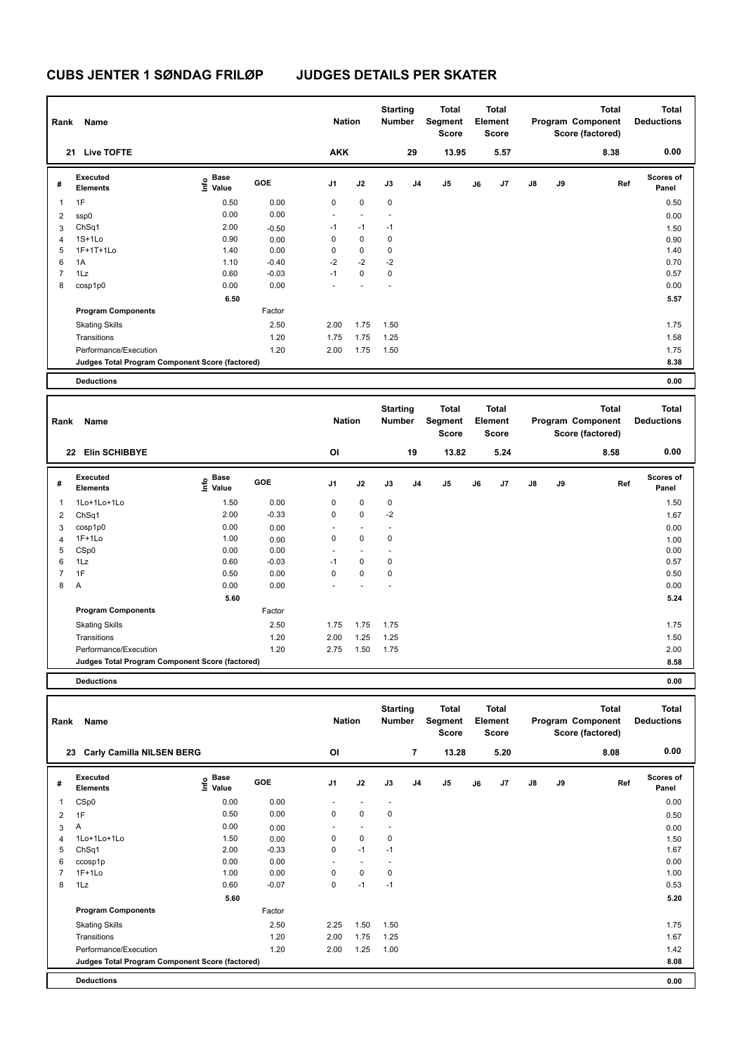# CUBS JENTER 1 SØNDAG FRILØP JUDGES DETAILS PER SKATER

| Rank | Name | Nation | Starting Number | Total Segment Score | Total Element Score | Total Program Component Score (factored) | Total Deductions |
|---|---|---|---|---|---|---|---|
| 21 | Live TOFTE | AKK | 29 | 13.95 | 5.57 | 8.38 | 0.00 |

| # | Executed Elements | Info | Base Value | GOE | J1 | J2 | J3 | J4 | J5 | J6 | J7 | J8 | J9 | Ref | Scores of Panel |
|---|---|---|---|---|---|---|---|---|---|---|---|---|---|---|---|
| 1 | 1F | | 0.50 | 0.00 | 0 | 0 | 0 | | | | | | | | 0.50 |
| 2 | ssp0 | | 0.00 | 0.00 | - | - | - | | | | | | | | 0.00 |
| 3 | ChSq1 | | 2.00 | -0.50 | -1 | -1 | -1 | | | | | | | | 1.50 |
| 4 | 1S+1Lo | | 0.90 | 0.00 | 0 | 0 | 0 | | | | | | | | 0.90 |
| 5 | 1F+1T+1Lo | | 1.40 | 0.00 | 0 | 0 | 0 | | | | | | | | 1.40 |
| 6 | 1A | | 1.10 | -0.40 | -2 | -2 | -2 | | | | | | | | 0.70 |
| 7 | 1Lz | | 0.60 | -0.03 | -1 | 0 | 0 | | | | | | | | 0.57 |
| 8 | cosp1p0 | | 0.00 | 0.00 | - | - | - | | | | | | | | 0.00 |
| | | | 6.50 | | | | | | | | | | | | 5.57 |
| | **Program Components** | | | Factor | | | | | | | | | | | |
| | Skating Skills | | | 2.50 | 2.00 | 1.75 | 1.50 | | | | | | | | 1.75 |
| | Transitions | | | 1.20 | 1.75 | 1.75 | 1.25 | | | | | | | | 1.58 |
| | Performance/Execution | | | 1.20 | 2.00 | 1.75 | 1.50 | | | | | | | | 1.75 |
| | **Judges Total Program Component Score (factored)** | | | | | | | | | | | | | | 8.38 |
| | **Deductions** | | | | | | | | | | | | | | 0.00 |

| Rank | Name | Nation | Starting Number | Total Segment Score | Total Element Score | Total Program Component Score (factored) | Total Deductions |
|---|---|---|---|---|---|---|---|
| 22 | Elin SCHIBBYE | OI | 19 | 13.82 | 5.24 | 8.58 | 0.00 |

| # | Executed Elements | Info | Base Value | GOE | J1 | J2 | J3 | J4 | J5 | J6 | J7 | J8 | J9 | Ref | Scores of Panel |
|---|---|---|---|---|---|---|---|---|---|---|---|---|---|---|---|
| 1 | 1Lo+1Lo+1Lo | | 1.50 | 0.00 | 0 | 0 | 0 | | | | | | | | 1.50 |
| 2 | ChSq1 | | 2.00 | -0.33 | 0 | 0 | -2 | | | | | | | | 1.67 |
| 3 | cosp1p0 | | 0.00 | 0.00 | - | - | - | | | | | | | | 0.00 |
| 4 | 1F+1Lo | | 1.00 | 0.00 | 0 | 0 | 0 | | | | | | | | 1.00 |
| 5 | CSp0 | | 0.00 | 0.00 | - | - | - | | | | | | | | 0.00 |
| 6 | 1Lz | | 0.60 | -0.03 | -1 | 0 | 0 | | | | | | | | 0.57 |
| 7 | 1F | | 0.50 | 0.00 | 0 | 0 | 0 | | | | | | | | 0.50 |
| 8 | A | | 0.00 | 0.00 | - | - | - | | | | | | | | 0.00 |
| | | | 5.60 | | | | | | | | | | | | 5.24 |
| | **Program Components** | | | Factor | | | | | | | | | | | |
| | Skating Skills | | | 2.50 | 1.75 | 1.75 | 1.75 | | | | | | | | 1.75 |
| | Transitions | | | 1.20 | 2.00 | 1.25 | 1.25 | | | | | | | | 1.50 |
| | Performance/Execution | | | 1.20 | 2.75 | 1.50 | 1.75 | | | | | | | | 2.00 |
| | **Judges Total Program Component Score (factored)** | | | | | | | | | | | | | | 8.58 |
| | **Deductions** | | | | | | | | | | | | | | 0.00 |

| Rank | Name | Nation | Starting Number | Total Segment Score | Total Element Score | Total Program Component Score (factored) | Total Deductions |
|---|---|---|---|---|---|---|---|
| 23 | Carly Camilla NILSEN BERG | OI | 7 | 13.28 | 5.20 | 8.08 | 0.00 |

| # | Executed Elements | Info | Base Value | GOE | J1 | J2 | J3 | J4 | J5 | J6 | J7 | J8 | J9 | Ref | Scores of Panel |
|---|---|---|---|---|---|---|---|---|---|---|---|---|---|---|---|
| 1 | CSp0 | | 0.00 | 0.00 | - | - | - | | | | | | | | 0.00 |
| 2 | 1F | | 0.50 | 0.00 | 0 | 0 | 0 | | | | | | | | 0.50 |
| 3 | A | | 0.00 | 0.00 | - | - | - | | | | | | | | 0.00 |
| 4 | 1Lo+1Lo+1Lo | | 1.50 | 0.00 | 0 | 0 | 0 | | | | | | | | 1.50 |
| 5 | ChSq1 | | 2.00 | -0.33 | 0 | -1 | -1 | | | | | | | | 1.67 |
| 6 | ccosp1p | | 0.00 | 0.00 | - | - | - | | | | | | | | 0.00 |
| 7 | 1F+1Lo | | 1.00 | 0.00 | 0 | 0 | 0 | | | | | | | | 1.00 |
| 8 | 1Lz | | 0.60 | -0.07 | 0 | -1 | -1 | | | | | | | | 0.53 |
| | | | 5.60 | | | | | | | | | | | | 5.20 |
| | **Program Components** | | | Factor | | | | | | | | | | | |
| | Skating Skills | | | 2.50 | 2.25 | 1.50 | 1.50 | | | | | | | | 1.75 |
| | Transitions | | | 1.20 | 2.00 | 1.75 | 1.25 | | | | | | | | 1.67 |
| | Performance/Execution | | | 1.20 | 2.00 | 1.25 | 1.00 | | | | | | | | 1.42 |
| | **Judges Total Program Component Score (factored)** | | | | | | | | | | | | | | 8.08 |
| | **Deductions** | | | | | | | | | | | | | | 0.00 |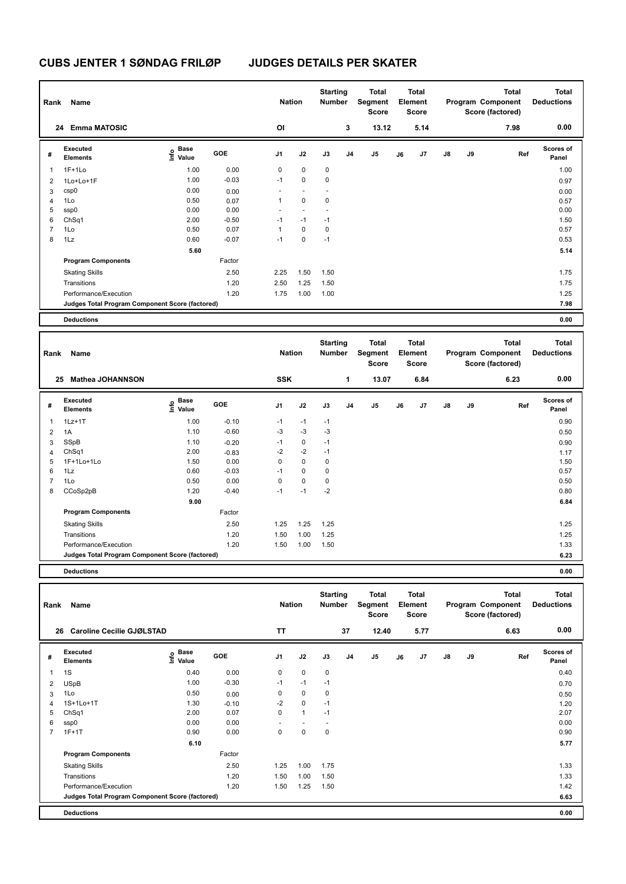# CUBS JENTER 1 SØNDAG FRILØP JUDGES DETAILS PER SKATER

| Rank | Name | Nation | Starting Number | Total Segment Score | Total Element Score | Total Program Component Score (factored) | Total Deductions |
|---|---|---|---|---|---|---|---|
| 24 | Emma MATOSIC | OI | 3 | 13.12 | 5.14 | 7.98 | 0.00 |

| # | Executed Elements | Info | Base Value | GOE | J1 | J2 | J3 | J4 | J5 | J6 | J7 | J8 | J9 | Ref | Scores of Panel |
|---|---|---|---|---|---|---|---|---|---|---|---|---|---|---|---|
| 1 | 1F+1Lo | | 1.00 | 0.00 | 0 | 0 | 0 | | | | | | | | 1.00 |
| 2 | 1Lo+Lo+1F | | 1.00 | -0.03 | -1 | 0 | 0 | | | | | | | | 0.97 |
| 3 | csp0 | | 0.00 | 0.00 | - | - | - | | | | | | | | 0.00 |
| 4 | 1Lo | | 0.50 | 0.07 | 1 | 0 | 0 | | | | | | | | 0.57 |
| 5 | ssp0 | | 0.00 | 0.00 | - | - | - | | | | | | | | 0.00 |
| 6 | ChSq1 | | 2.00 | -0.50 | -1 | -1 | -1 | | | | | | | | 1.50 |
| 7 | 1Lo | | 0.50 | 0.07 | 1 | 0 | 0 | | | | | | | | 0.57 |
| 8 | 1Lz | | 0.60 | -0.07 | -1 | 0 | -1 | | | | | | | | 0.53 |
| | | | 5.60 | | | | | | | | | | | | 5.14 |
| | **Program Components** | | | Factor | | | | | | | | | | | |
| | Skating Skills | | | 2.50 | 2.25 | 1.50 | 1.50 | | | | | | | | 1.75 |
| | Transitions | | | 1.20 | 2.50 | 1.25 | 1.50 | | | | | | | | 1.75 |
| | Performance/Execution | | | 1.20 | 1.75 | 1.00 | 1.00 | | | | | | | | 1.25 |
| | **Judges Total Program Component Score (factored)** | | | | | | | | | | | | | | 7.98 |
| | **Deductions** | | | | | | | | | | | | | | 0.00 |

| Rank | Name | Nation | Starting Number | Total Segment Score | Total Element Score | Total Program Component Score (factored) | Total Deductions |
|---|---|---|---|---|---|---|---|
| 25 | Mathea JOHANNSON | SSK | 1 | 13.07 | 6.84 | 6.23 | 0.00 |

| # | Executed Elements | Info | Base Value | GOE | J1 | J2 | J3 | J4 | J5 | J6 | J7 | J8 | J9 | Ref | Scores of Panel |
|---|---|---|---|---|---|---|---|---|---|---|---|---|---|---|---|
| 1 | 1Lz+1T | | 1.00 | -0.10 | -1 | -1 | -1 | | | | | | | | 0.90 |
| 2 | 1A | | 1.10 | -0.60 | -3 | -3 | -3 | | | | | | | | 0.50 |
| 3 | SSpB | | 1.10 | -0.20 | -1 | 0 | -1 | | | | | | | | 0.90 |
| 4 | ChSq1 | | 2.00 | -0.83 | -2 | -2 | -1 | | | | | | | | 1.17 |
| 5 | 1F+1Lo+1Lo | | 1.50 | 0.00 | 0 | 0 | 0 | | | | | | | | 1.50 |
| 6 | 1Lz | | 0.60 | -0.03 | -1 | 0 | 0 | | | | | | | | 0.57 |
| 7 | 1Lo | | 0.50 | 0.00 | 0 | 0 | 0 | | | | | | | | 0.50 |
| 8 | CCoSp2pB | | 1.20 | -0.40 | -1 | -1 | -2 | | | | | | | | 0.80 |
| | | | 9.00 | | | | | | | | | | | | 6.84 |
| | **Program Components** | | | Factor | | | | | | | | | | | |
| | Skating Skills | | | 2.50 | 1.25 | 1.25 | 1.25 | | | | | | | | 1.25 |
| | Transitions | | | 1.20 | 1.50 | 1.00 | 1.25 | | | | | | | | 1.25 |
| | Performance/Execution | | | 1.20 | 1.50 | 1.00 | 1.50 | | | | | | | | 1.33 |
| | **Judges Total Program Component Score (factored)** | | | | | | | | | | | | | | 6.23 |
| | **Deductions** | | | | | | | | | | | | | | 0.00 |

| Rank | Name | Nation | Starting Number | Total Segment Score | Total Element Score | Total Program Component Score (factored) | Total Deductions |
|---|---|---|---|---|---|---|---|
| 26 | Caroline Cecilie GJØLSTAD | TT | 37 | 12.40 | 5.77 | 6.63 | 0.00 |

| # | Executed Elements | Info | Base Value | GOE | J1 | J2 | J3 | J4 | J5 | J6 | J7 | J8 | J9 | Ref | Scores of Panel |
|---|---|---|---|---|---|---|---|---|---|---|---|---|---|---|---|
| 1 | 1S | | 0.40 | 0.00 | 0 | 0 | 0 | | | | | | | | 0.40 |
| 2 | USpB | | 1.00 | -0.30 | -1 | -1 | -1 | | | | | | | | 0.70 |
| 3 | 1Lo | | 0.50 | 0.00 | 0 | 0 | 0 | | | | | | | | 0.50 |
| 4 | 1S+1Lo+1T | | 1.30 | -0.10 | -2 | 0 | -1 | | | | | | | | 1.20 |
| 5 | ChSq1 | | 2.00 | 0.07 | 0 | 1 | -1 | | | | | | | | 2.07 |
| 6 | ssp0 | | 0.00 | 0.00 | - | - | - | | | | | | | | 0.00 |
| 7 | 1F+1T | | 0.90 | 0.00 | 0 | 0 | 0 | | | | | | | | 0.90 |
| | | | 6.10 | | | | | | | | | | | | 5.77 |
| | **Program Components** | | | Factor | | | | | | | | | | | |
| | Skating Skills | | | 2.50 | 1.25 | 1.00 | 1.75 | | | | | | | | 1.33 |
| | Transitions | | | 1.20 | 1.50 | 1.00 | 1.50 | | | | | | | | 1.33 |
| | Performance/Execution | | | 1.20 | 1.50 | 1.25 | 1.50 | | | | | | | | 1.42 |
| | **Judges Total Program Component Score (factored)** | | | | | | | | | | | | | | 6.63 |
| | **Deductions** | | | | | | | | | | | | | | 0.00 |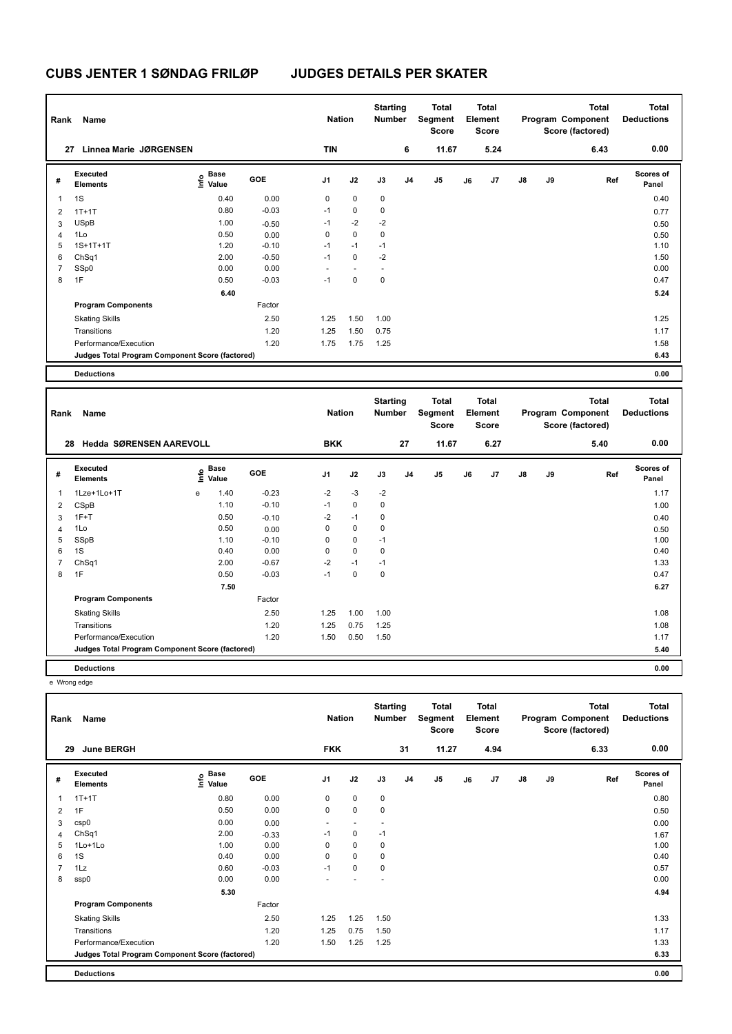# CUBS JENTER 1 SØNDAG FRILØP JUDGES DETAILS PER SKATER

| Rank | Name | Nation | Starting Number | Total Segment Score | Total Element Score | Total Program Component Score (factored) | Total Deductions |
|---|---|---|---|---|---|---|---|
| 27 | Linnea Marie JØRGENSEN | TIN | 6 | 11.67 | 5.24 | 6.43 | 0.00 |

| # | Executed Elements | Info | Base Value | GOE | J1 | J2 | J3 | J4 | J5 | J6 | J7 | J8 | J9 | Ref | Scores of Panel |
|---|---|---|---|---|---|---|---|---|---|---|---|---|---|---|---|
| 1 | 1S | | 0.40 | 0.00 | 0 | 0 | 0 | | | | | | | | 0.40 |
| 2 | 1T+1T | | 0.80 | -0.03 | -1 | 0 | 0 | | | | | | | | 0.77 |
| 3 | USpB | | 1.00 | -0.50 | -1 | -2 | -2 | | | | | | | | 0.50 |
| 4 | 1Lo | | 0.50 | 0.00 | 0 | 0 | 0 | | | | | | | | 0.50 |
| 5 | 1S+1T+1T | | 1.20 | -0.10 | -1 | -1 | -1 | | | | | | | | 1.10 |
| 6 | ChSq1 | | 2.00 | -0.50 | -1 | 0 | -2 | | | | | | | | 1.50 |
| 7 | SSp0 | | 0.00 | 0.00 | - | - | - | | | | | | | | 0.00 |
| 8 | 1F | | 0.50 | -0.03 | -1 | 0 | 0 | | | | | | | | 0.47 |
| | | | 6.40 | | | | | | | | | | | | 5.24 |
| | **Program Components** | | | Factor | | | | | | | | | | | |
| | Skating Skills | | | 2.50 | 1.25 | 1.50 | 1.00 | | | | | | | | 1.25 |
| | Transitions | | | 1.20 | 1.25 | 1.50 | 0.75 | | | | | | | | 1.17 |
| | Performance/Execution | | | 1.20 | 1.75 | 1.75 | 1.25 | | | | | | | | 1.58 |
| | **Judges Total Program Component Score (factored)** | | | | | | | | | | | | | | 6.43 |
| | **Deductions** | | | | | | | | | | | | | | 0.00 |

| Rank | Name | Nation | Starting Number | Total Segment Score | Total Element Score | Total Program Component Score (factored) | Total Deductions |
|---|---|---|---|---|---|---|---|
| 28 | Hedda SØRENSEN AAREVOLL | BKK | 27 | 11.67 | 6.27 | 5.40 | 0.00 |

| # | Executed Elements | Info | Base Value | GOE | J1 | J2 | J3 | J4 | J5 | J6 | J7 | J8 | J9 | Ref | Scores of Panel |
|---|---|---|---|---|---|---|---|---|---|---|---|---|---|---|---|
| 1 | 1Lze+1Lo+1T | e | 1.40 | -0.23 | -2 | -3 | -2 | | | | | | | | 1.17 |
| 2 | CSpB | | 1.10 | -0.10 | -1 | 0 | 0 | | | | | | | | 1.00 |
| 3 | 1F+T | | 0.50 | -0.10 | -2 | -1 | 0 | | | | | | | | 0.40 |
| 4 | 1Lo | | 0.50 | 0.00 | 0 | 0 | 0 | | | | | | | | 0.50 |
| 5 | SSpB | | 1.10 | -0.10 | 0 | 0 | -1 | | | | | | | | 1.00 |
| 6 | 1S | | 0.40 | 0.00 | 0 | 0 | 0 | | | | | | | | 0.40 |
| 7 | ChSq1 | | 2.00 | -0.67 | -2 | -1 | -1 | | | | | | | | 1.33 |
| 8 | 1F | | 0.50 | -0.03 | -1 | 0 | 0 | | | | | | | | 0.47 |
| | | | 7.50 | | | | | | | | | | | | 6.27 |
| | **Program Components** | | | Factor | | | | | | | | | | | |
| | Skating Skills | | | 2.50 | 1.25 | 1.00 | 1.00 | | | | | | | | 1.08 |
| | Transitions | | | 1.20 | 1.25 | 0.75 | 1.25 | | | | | | | | 1.08 |
| | Performance/Execution | | | 1.20 | 1.50 | 0.50 | 1.50 | | | | | | | | 1.17 |
| | **Judges Total Program Component Score (factored)** | | | | | | | | | | | | | | 5.40 |
| | **Deductions** | | | | | | | | | | | | | | 0.00 |

e Wrong edge

| Rank | Name | Nation | Starting Number | Total Segment Score | Total Element Score | Total Program Component Score (factored) | Total Deductions |
|---|---|---|---|---|---|---|---|
| 29 | June BERGH | FKK | 31 | 11.27 | 4.94 | 6.33 | 0.00 |

| # | Executed Elements | Info | Base Value | GOE | J1 | J2 | J3 | J4 | J5 | J6 | J7 | J8 | J9 | Ref | Scores of Panel |
|---|---|---|---|---|---|---|---|---|---|---|---|---|---|---|---|
| 1 | 1T+1T | | 0.80 | 0.00 | 0 | 0 | 0 | | | | | | | | 0.80 |
| 2 | 1F | | 0.50 | 0.00 | 0 | 0 | 0 | | | | | | | | 0.50 |
| 3 | csp0 | | 0.00 | 0.00 | - | - | - | | | | | | | | 0.00 |
| 4 | ChSq1 | | 2.00 | -0.33 | -1 | 0 | -1 | | | | | | | | 1.67 |
| 5 | 1Lo+1Lo | | 1.00 | 0.00 | 0 | 0 | 0 | | | | | | | | 1.00 |
| 6 | 1S | | 0.40 | 0.00 | 0 | 0 | 0 | | | | | | | | 0.40 |
| 7 | 1Lz | | 0.60 | -0.03 | -1 | 0 | 0 | | | | | | | | 0.57 |
| 8 | ssp0 | | 0.00 | 0.00 | - | - | - | | | | | | | | 0.00 |
| | | | 5.30 | | | | | | | | | | | | 4.94 |
| | **Program Components** | | | Factor | | | | | | | | | | | |
| | Skating Skills | | | 2.50 | 1.25 | 1.25 | 1.50 | | | | | | | | 1.33 |
| | Transitions | | | 1.20 | 1.25 | 0.75 | 1.50 | | | | | | | | 1.17 |
| | Performance/Execution | | | 1.20 | 1.50 | 1.25 | 1.25 | | | | | | | | 1.33 |
| | **Judges Total Program Component Score (factored)** | | | | | | | | | | | | | | 6.33 |
| | **Deductions** | | | | | | | | | | | | | | 0.00 |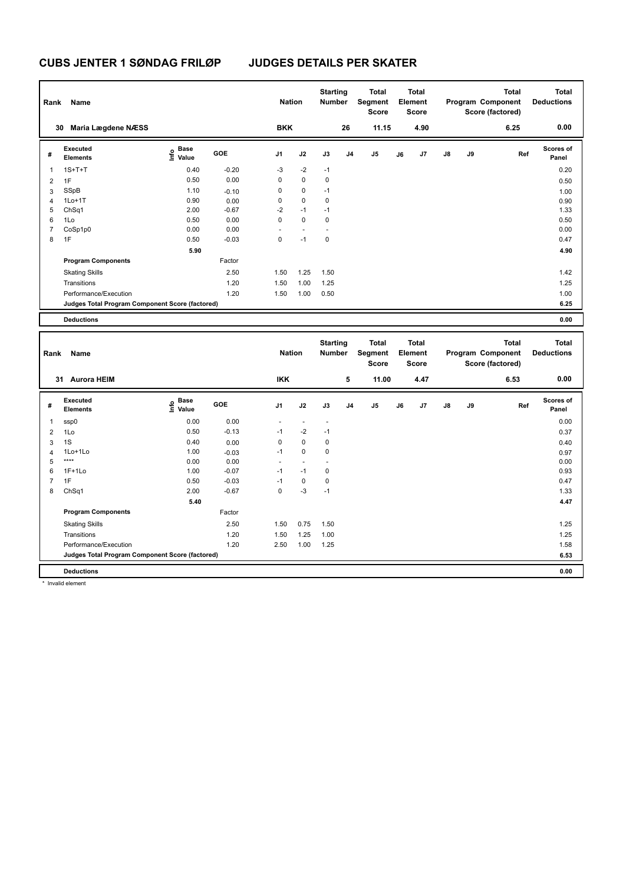# CUBS JENTER 1 SØNDAG FRILØP JUDGES DETAILS PER SKATER

| Rank | Name | Nation | Starting Number | Total Segment Score | Total Element Score | Total Program Component Score (factored) | Total Deductions |
|---|---|---|---|---|---|---|---|
| 30 | Maria Lægdene NÆSS | BKK | 26 | 11.15 | 4.90 | 6.25 | 0.00 |

| # | Executed Elements | Info | Base Value | GOE | J1 | J2 | J3 | J4 | J5 | J6 | J7 | J8 | J9 | Ref | Scores of Panel |
|---|---|---|---|---|---|---|---|---|---|---|---|---|---|---|---|
| 1 | 1S+T+T | | 0.40 | -0.20 | -3 | -2 | -1 | | | | | | | | 0.20 |
| 2 | 1F | | 0.50 | 0.00 | 0 | 0 | 0 | | | | | | | | 0.50 |
| 3 | SSpB | | 1.10 | -0.10 | 0 | 0 | -1 | | | | | | | | 1.00 |
| 4 | 1Lo+1T | | 0.90 | 0.00 | 0 | 0 | 0 | | | | | | | | 0.90 |
| 5 | ChSq1 | | 2.00 | -0.67 | -2 | -1 | -1 | | | | | | | | 1.33 |
| 6 | 1Lo | | 0.50 | 0.00 | 0 | 0 | 0 | | | | | | | | 0.50 |
| 7 | CoSp1p0 | | 0.00 | 0.00 | - | - | - | | | | | | | | 0.00 |
| 8 | 1F | | 0.50 | -0.03 | 0 | -1 | 0 | | | | | | | | 0.47 |
| | | | 5.90 | | | | | | | | | | | | 4.90 |
| | **Program Components** | | | Factor | | | | | | | | | | | |
| | Skating Skills | | | 2.50 | 1.50 | 1.25 | 1.50 | | | | | | | | 1.42 |
| | Transitions | | | 1.20 | 1.50 | 1.00 | 1.25 | | | | | | | | 1.25 |
| | Performance/Execution | | | 1.20 | 1.50 | 1.00 | 0.50 | | | | | | | | 1.00 |
| | **Judges Total Program Component Score (factored)** | | | | | | | | | | | | | | 6.25 |
| | **Deductions** | | | | | | | | | | | | | | 0.00 |

| Rank | Name | Nation | Starting Number | Total Segment Score | Total Element Score | Total Program Component Score (factored) | Total Deductions |
|---|---|---|---|---|---|---|---|
| 31 | Aurora HEIM | IKK | 5 | 11.00 | 4.47 | 6.53 | 0.00 |

| # | Executed Elements | Info | Base Value | GOE | J1 | J2 | J3 | J4 | J5 | J6 | J7 | J8 | J9 | Ref | Scores of Panel |
|---|---|---|---|---|---|---|---|---|---|---|---|---|---|---|---|
| 1 | ssp0 | | 0.00 | 0.00 | - | - | - | | | | | | | | 0.00 |
| 2 | 1Lo | | 0.50 | -0.13 | -1 | -2 | -1 | | | | | | | | 0.37 |
| 3 | 1S | | 0.40 | 0.00 | 0 | 0 | 0 | | | | | | | | 0.40 |
| 4 | 1Lo+1Lo | | 1.00 | -0.03 | -1 | 0 | 0 | | | | | | | | 0.97 |
| 5 | **** | | 0.00 | 0.00 | - | - | - | | | | | | | | 0.00 |
| 6 | 1F+1Lo | | 1.00 | -0.07 | -1 | -1 | 0 | | | | | | | | 0.93 |
| 7 | 1F | | 0.50 | -0.03 | -1 | 0 | 0 | | | | | | | | 0.47 |
| 8 | ChSq1 | | 2.00 | -0.67 | 0 | -3 | -1 | | | | | | | | 1.33 |
| | | | 5.40 | | | | | | | | | | | | 4.47 |
| | **Program Components** | | | Factor | | | | | | | | | | | |
| | Skating Skills | | | 2.50 | 1.50 | 0.75 | 1.50 | | | | | | | | 1.25 |
| | Transitions | | | 1.20 | 1.50 | 1.25 | 1.00 | | | | | | | | 1.25 |
| | Performance/Execution | | | 1.20 | 2.50 | 1.00 | 1.25 | | | | | | | | 1.58 |
| | **Judges Total Program Component Score (factored)** | | | | | | | | | | | | | | 6.53 |
| | **Deductions** | | | | | | | | | | | | | | 0.00 |

\* Invalid element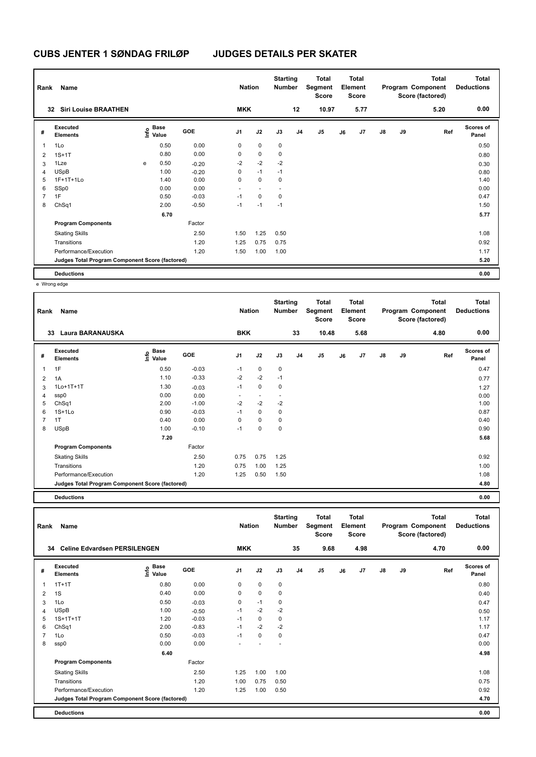# CUBS JENTER 1 SØNDAG FRILØP JUDGES DETAILS PER SKATER

| Rank | Name | Nation | Starting Number | Total Segment Score | Total Element Score | Total Program Component Score (factored) | Total Deductions |
|---|---|---|---|---|---|---|---|
| 32 | Siri Louise BRAATHEN | MKK | 12 | 10.97 | 5.77 | 5.20 | 0.00 |

| # | Executed Elements | Info | Base Value | GOE | J1 | J2 | J3 | J4 | J5 | J6 | J7 | J8 | J9 | Ref | Scores of Panel |
|---|---|---|---|---|---|---|---|---|---|---|---|---|---|---|---|
| 1 | 1Lo | | 0.50 | 0.00 | 0 | 0 | 0 | | | | | | | | 0.50 |
| 2 | 1S+1T | | 0.80 | 0.00 | 0 | 0 | 0 | | | | | | | | 0.80 |
| 3 | 1Lze | e | 0.50 | -0.20 | -2 | -2 | -2 | | | | | | | | 0.30 |
| 4 | USpB | | 1.00 | -0.20 | 0 | -1 | -1 | | | | | | | | 0.80 |
| 5 | 1F+1T+1Lo | | 1.40 | 0.00 | 0 | 0 | 0 | | | | | | | | 1.40 |
| 6 | SSp0 | | 0.00 | 0.00 | - | - | - | | | | | | | | 0.00 |
| 7 | 1F | | 0.50 | -0.03 | -1 | 0 | 0 | | | | | | | | 0.47 |
| 8 | ChSq1 | | 2.00 | -0.50 | -1 | -1 | -1 | | | | | | | | 1.50 |
| | | | 6.70 | | | | | | | | | | | | 5.77 |
| | **Program Components** | | | Factor | | | | | | | | | | | |
| | Skating Skills | | | 2.50 | 1.50 | 1.25 | 0.50 | | | | | | | | 1.08 |
| | Transitions | | | 1.20 | 1.25 | 0.75 | 0.75 | | | | | | | | 0.92 |
| | Performance/Execution | | | 1.20 | 1.50 | 1.00 | 1.00 | | | | | | | | 1.17 |
| | **Judges Total Program Component Score (factored)** | | | | | | | | | | | | | | 5.20 |
| | **Deductions** | | | | | | | | | | | | | | 0.00 |

e Wrong edge

| Rank | Name | Nation | Starting Number | Total Segment Score | Total Element Score | Total Program Component Score (factored) | Total Deductions |
|---|---|---|---|---|---|---|---|
| 33 | Laura BARANAUSKA | BKK | 33 | 10.48 | 5.68 | 4.80 | 0.00 |

| # | Executed Elements | Info | Base Value | GOE | J1 | J2 | J3 | J4 | J5 | J6 | J7 | J8 | J9 | Ref | Scores of Panel |
|---|---|---|---|---|---|---|---|---|---|---|---|---|---|---|---|
| 1 | 1F | | 0.50 | -0.03 | -1 | 0 | 0 | | | | | | | | 0.47 |
| 2 | 1A | | 1.10 | -0.33 | -2 | -2 | -1 | | | | | | | | 0.77 |
| 3 | 1Lo+1T+1T | | 1.30 | -0.03 | -1 | 0 | 0 | | | | | | | | 1.27 |
| 4 | ssp0 | | 0.00 | 0.00 | - | - | - | | | | | | | | 0.00 |
| 5 | ChSq1 | | 2.00 | -1.00 | -2 | -2 | -2 | | | | | | | | 1.00 |
| 6 | 1S+1Lo | | 0.90 | -0.03 | -1 | 0 | 0 | | | | | | | | 0.87 |
| 7 | 1T | | 0.40 | 0.00 | 0 | 0 | 0 | | | | | | | | 0.40 |
| 8 | USpB | | 1.00 | -0.10 | -1 | 0 | 0 | | | | | | | | 0.90 |
| | | | 7.20 | | | | | | | | | | | | 5.68 |
| | **Program Components** | | | Factor | | | | | | | | | | | |
| | Skating Skills | | | 2.50 | 0.75 | 0.75 | 1.25 | | | | | | | | 0.92 |
| | Transitions | | | 1.20 | 0.75 | 1.00 | 1.25 | | | | | | | | 1.00 |
| | Performance/Execution | | | 1.20 | 1.25 | 0.50 | 1.50 | | | | | | | | 1.08 |
| | **Judges Total Program Component Score (factored)** | | | | | | | | | | | | | | 4.80 |
| | **Deductions** | | | | | | | | | | | | | | 0.00 |

| Rank | Name | Nation | Starting Number | Total Segment Score | Total Element Score | Total Program Component Score (factored) | Total Deductions |
|---|---|---|---|---|---|---|---|
| 34 | Celine Edvardsen PERSILENGEN | MKK | 35 | 9.68 | 4.98 | 4.70 | 0.00 |

| # | Executed Elements | Info | Base Value | GOE | J1 | J2 | J3 | J4 | J5 | J6 | J7 | J8 | J9 | Ref | Scores of Panel |
|---|---|---|---|---|---|---|---|---|---|---|---|---|---|---|---|
| 1 | 1T+1T | | 0.80 | 0.00 | 0 | 0 | 0 | | | | | | | | 0.80 |
| 2 | 1S | | 0.40 | 0.00 | 0 | 0 | 0 | | | | | | | | 0.40 |
| 3 | 1Lo | | 0.50 | -0.03 | 0 | -1 | 0 | | | | | | | | 0.47 |
| 4 | USpB | | 1.00 | -0.50 | -1 | -2 | -2 | | | | | | | | 0.50 |
| 5 | 1S+1T+1T | | 1.20 | -0.03 | -1 | 0 | 0 | | | | | | | | 1.17 |
| 6 | ChSq1 | | 2.00 | -0.83 | -1 | -2 | -2 | | | | | | | | 1.17 |
| 7 | 1Lo | | 0.50 | -0.03 | -1 | 0 | 0 | | | | | | | | 0.47 |
| 8 | ssp0 | | 0.00 | 0.00 | - | - | - | | | | | | | | 0.00 |
| | | | 6.40 | | | | | | | | | | | | 4.98 |
| | **Program Components** | | | Factor | | | | | | | | | | | |
| | Skating Skills | | | 2.50 | 1.25 | 1.00 | 1.00 | | | | | | | | 1.08 |
| | Transitions | | | 1.20 | 1.00 | 0.75 | 0.50 | | | | | | | | 0.75 |
| | Performance/Execution | | | 1.20 | 1.25 | 1.00 | 0.50 | | | | | | | | 0.92 |
| | **Judges Total Program Component Score (factored)** | | | | | | | | | | | | | | 4.70 |
| | **Deductions** | | | | | | | | | | | | | | 0.00 |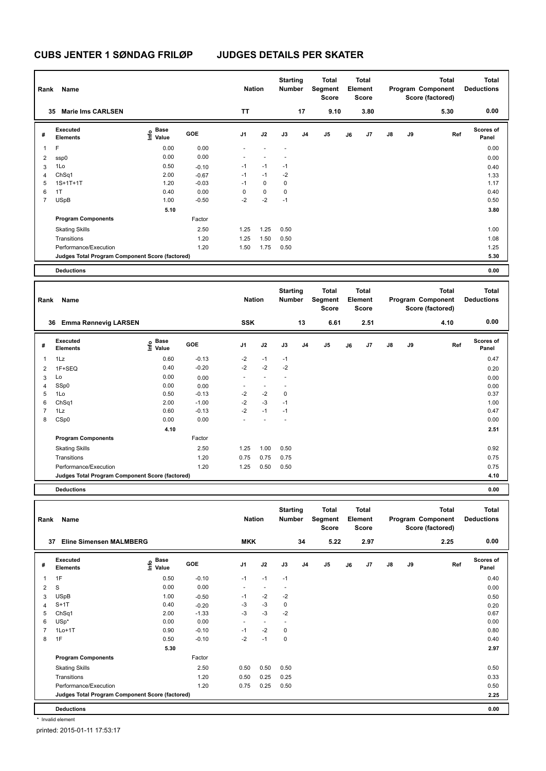# CUBS JENTER 1 SØNDAG FRILØP    JUDGES DETAILS PER SKATER

| Rank | Name | Nation | Starting Number | Total Segment Score | Total Element Score | Total Program Component Score (factored) | Total Deductions |
|---|---|---|---|---|---|---|---|
| 35 | Marie Ims CARLSEN | TT | 17 | 9.10 | 3.80 | 5.30 | 0.00 |

| # | Executed Elements | Info | Base Value | GOE | J1 | J2 | J3 | J4 | J5 | J6 | J7 | J8 | J9 | Ref | Scores of Panel |
|---|---|---|---|---|---|---|---|---|---|---|---|---|---|---|---|
| 1 | F | | 0.00 | 0.00 | - | - | - | | | | | | | | 0.00 |
| 2 | ssp0 | | 0.00 | 0.00 | - | - | - | | | | | | | | 0.00 |
| 3 | 1Lo | | 0.50 | -0.10 | -1 | -1 | -1 | | | | | | | | 0.40 |
| 4 | ChSq1 | | 2.00 | -0.67 | -1 | -1 | -2 | | | | | | | | 1.33 |
| 5 | 1S+1T+1T | | 1.20 | -0.03 | -1 | 0 | 0 | | | | | | | | 1.17 |
| 6 | 1T | | 0.40 | 0.00 | 0 | 0 | 0 | | | | | | | | 0.40 |
| 7 | USpB | | 1.00 | -0.50 | -2 | -2 | -1 | | | | | | | | 0.50 |
| | | | 5.10 | | | | | | | | | | | | 3.80 |
| | Program Components | | | Factor | | | | | | | | | | | |
| | Skating Skills | | | 2.50 | 1.25 | 1.25 | 0.50 | | | | | | | | 1.00 |
| | Transitions | | | 1.20 | 1.25 | 1.50 | 0.50 | | | | | | | | 1.08 |
| | Performance/Execution | | | 1.20 | 1.50 | 1.75 | 0.50 | | | | | | | | 1.25 |
| | Judges Total Program Component Score (factored) | | | | | | | | | | | | | | 5.30 |
| | Deductions | | | | | | | | | | | | | | 0.00 |

| Rank | Name | Nation | Starting Number | Total Segment Score | Total Element Score | Total Program Component Score (factored) | Total Deductions |
|---|---|---|---|---|---|---|---|
| 36 | Emma Rønnevig LARSEN | SSK | 13 | 6.61 | 2.51 | 4.10 | 0.00 |

| # | Executed Elements | Info | Base Value | GOE | J1 | J2 | J3 | J4 | J5 | J6 | J7 | J8 | J9 | Ref | Scores of Panel |
|---|---|---|---|---|---|---|---|---|---|---|---|---|---|---|---|
| 1 | 1Lz | | 0.60 | -0.13 | -2 | -1 | -1 | | | | | | | | 0.47 |
| 2 | 1F+SEQ | | 0.40 | -0.20 | -2 | -2 | -2 | | | | | | | | 0.20 |
| 3 | Lo | | 0.00 | 0.00 | - | - | - | | | | | | | | 0.00 |
| 4 | SSp0 | | 0.00 | 0.00 | - | - | - | | | | | | | | 0.00 |
| 5 | 1Lo | | 0.50 | -0.13 | -2 | -2 | 0 | | | | | | | | 0.37 |
| 6 | ChSq1 | | 2.00 | -1.00 | -2 | -3 | -1 | | | | | | | | 1.00 |
| 7 | 1Lz | | 0.60 | -0.13 | -2 | -1 | -1 | | | | | | | | 0.47 |
| 8 | CSp0 | | 0.00 | 0.00 | - | - | - | | | | | | | | 0.00 |
| | | | 4.10 | | | | | | | | | | | | 2.51 |
| | Program Components | | | Factor | | | | | | | | | | | |
| | Skating Skills | | | 2.50 | 1.25 | 1.00 | 0.50 | | | | | | | | 0.92 |
| | Transitions | | | 1.20 | 0.75 | 0.75 | 0.75 | | | | | | | | 0.75 |
| | Performance/Execution | | | 1.20 | 1.25 | 0.50 | 0.50 | | | | | | | | 0.75 |
| | Judges Total Program Component Score (factored) | | | | | | | | | | | | | | 4.10 |
| | Deductions | | | | | | | | | | | | | | 0.00 |

| Rank | Name | Nation | Starting Number | Total Segment Score | Total Element Score | Total Program Component Score (factored) | Total Deductions |
|---|---|---|---|---|---|---|---|
| 37 | Eline Simensen MALMBERG | MKK | 34 | 5.22 | 2.97 | 2.25 | 0.00 |

| # | Executed Elements | Info | Base Value | GOE | J1 | J2 | J3 | J4 | J5 | J6 | J7 | J8 | J9 | Ref | Scores of Panel |
|---|---|---|---|---|---|---|---|---|---|---|---|---|---|---|---|
| 1 | 1F | | 0.50 | -0.10 | -1 | -1 | -1 | | | | | | | | 0.40 |
| 2 | S | | 0.00 | 0.00 | - | - | - | | | | | | | | 0.00 |
| 3 | USpB | | 1.00 | -0.50 | -1 | -2 | -2 | | | | | | | | 0.50 |
| 4 | S+1T | | 0.40 | -0.20 | -3 | -3 | 0 | | | | | | | | 0.20 |
| 5 | ChSq1 | | 2.00 | -1.33 | -3 | -3 | -2 | | | | | | | | 0.67 |
| 6 | USp* | | 0.00 | 0.00 | - | - | - | | | | | | | | 0.00 |
| 7 | 1Lo+1T | | 0.90 | -0.10 | -1 | -2 | 0 | | | | | | | | 0.80 |
| 8 | 1F | | 0.50 | -0.10 | -2 | -1 | 0 | | | | | | | | 0.40 |
| | | | 5.30 | | | | | | | | | | | | 2.97 |
| | Program Components | | | Factor | | | | | | | | | | | |
| | Skating Skills | | | 2.50 | 0.50 | 0.50 | 0.50 | | | | | | | | 0.50 |
| | Transitions | | | 1.20 | 0.50 | 0.25 | 0.25 | | | | | | | | 0.33 |
| | Performance/Execution | | | 1.20 | 0.75 | 0.25 | 0.50 | | | | | | | | 0.50 |
| | Judges Total Program Component Score (factored) | | | | | | | | | | | | | | 2.25 |
| | Deductions | | | | | | | | | | | | | | 0.00 |

* Invalid element

printed: 2015-01-11 17:53:17